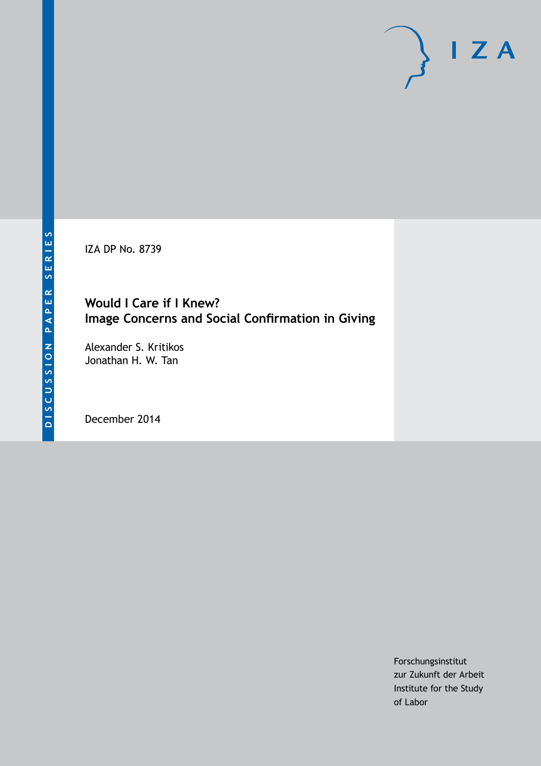DISCUSSION PAPER SERIES

IZA DP No. 8739

# Would I Care if I Knew? Image Concerns and Social Confirmation in Giving

Alexander S. Kritikos
Jonathan H. W. Tan

December 2014

Forschungsinstitut
zur Zukunft der Arbeit
Institute for the Study
of Labor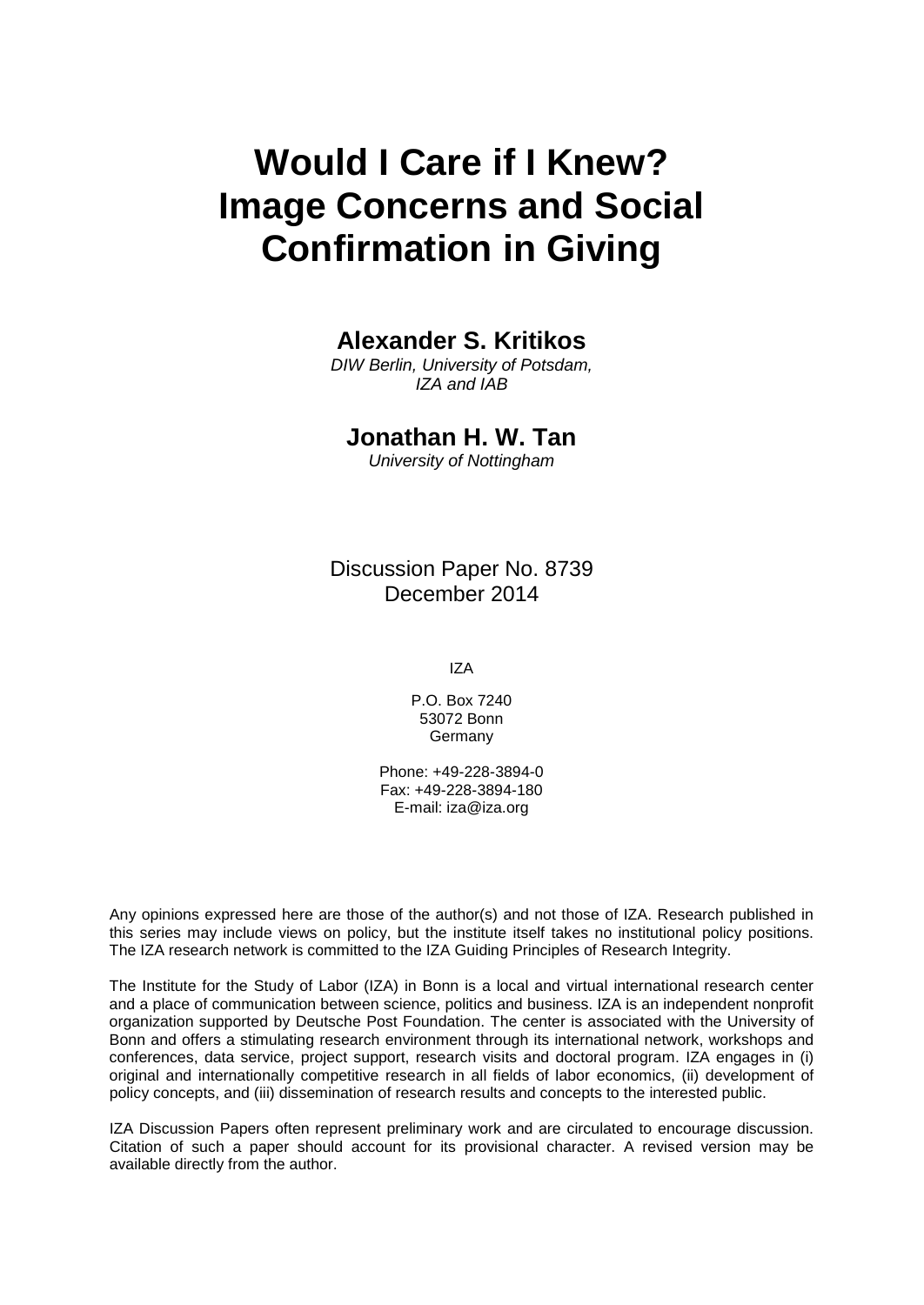# Would I Care if I Knew? Image Concerns and Social Confirmation in Giving

## Alexander S. Kritikos

*DIW Berlin, University of Potsdam, IZA and IAB*

## Jonathan H. W. Tan

*University of Nottingham*

Discussion Paper No. 8739
December 2014

IZA

P.O. Box 7240
53072 Bonn
Germany

Phone: +49-228-3894-0
Fax: +49-228-3894-180
E-mail: iza@iza.org

Any opinions expressed here are those of the author(s) and not those of IZA. Research published in this series may include views on policy, but the institute itself takes no institutional policy positions. The IZA research network is committed to the IZA Guiding Principles of Research Integrity.

The Institute for the Study of Labor (IZA) in Bonn is a local and virtual international research center and a place of communication between science, politics and business. IZA is an independent nonprofit organization supported by Deutsche Post Foundation. The center is associated with the University of Bonn and offers a stimulating research environment through its international network, workshops and conferences, data service, project support, research visits and doctoral program. IZA engages in (i) original and internationally competitive research in all fields of labor economics, (ii) development of policy concepts, and (iii) dissemination of research results and concepts to the interested public.

IZA Discussion Papers often represent preliminary work and are circulated to encourage discussion. Citation of such a paper should account for its provisional character. A revised version may be available directly from the author.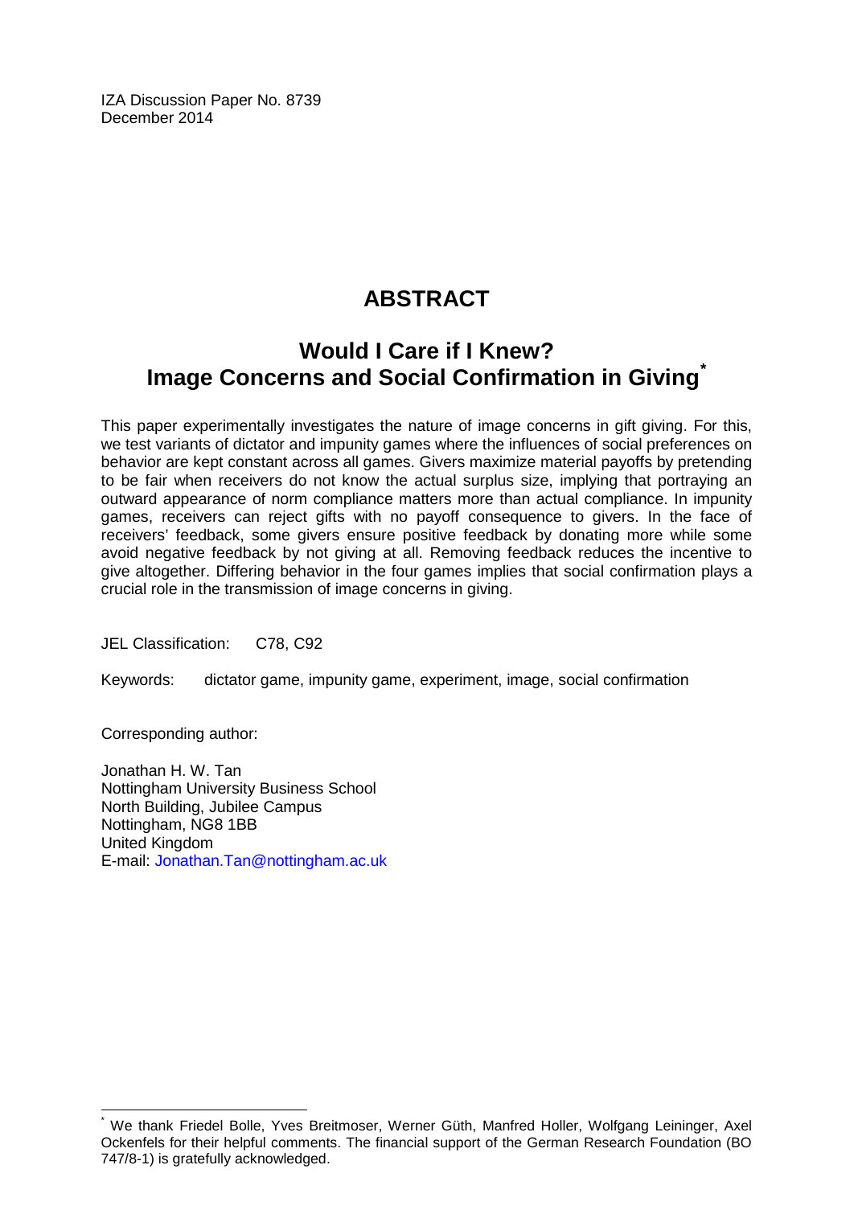IZA Discussion Paper No. 8739
December 2014

# ABSTRACT

## Would I Care if I Knew? Image Concerns and Social Confirmation in Giving[*]

This paper experimentally investigates the nature of image concerns in gift giving. For this, we test variants of dictator and impunity games where the influences of social preferences on behavior are kept constant across all games. Givers maximize material payoffs by pretending to be fair when receivers do not know the actual surplus size, implying that portraying an outward appearance of norm compliance matters more than actual compliance. In impunity games, receivers can reject gifts with no payoff consequence to givers. In the face of receivers' feedback, some givers ensure positive feedback by donating more while some avoid negative feedback by not giving at all. Removing feedback reduces the incentive to give altogether. Differing behavior in the four games implies that social confirmation plays a crucial role in the transmission of image concerns in giving.

JEL Classification: C78, C92

Keywords: dictator game, impunity game, experiment, image, social confirmation

Corresponding author:

Jonathan H. W. Tan
Nottingham University Business School
North Building, Jubilee Campus
Nottingham, NG8 1BB
United Kingdom
E-mail: Jonathan.Tan@nottingham.ac.uk

---

[*] We thank Friedel Bolle, Yves Breitmoser, Werner Güth, Manfred Holler, Wolfgang Leininger, Axel Ockenfels for their helpful comments. The financial support of the German Research Foundation (BO 747/8-1) is gratefully acknowledged.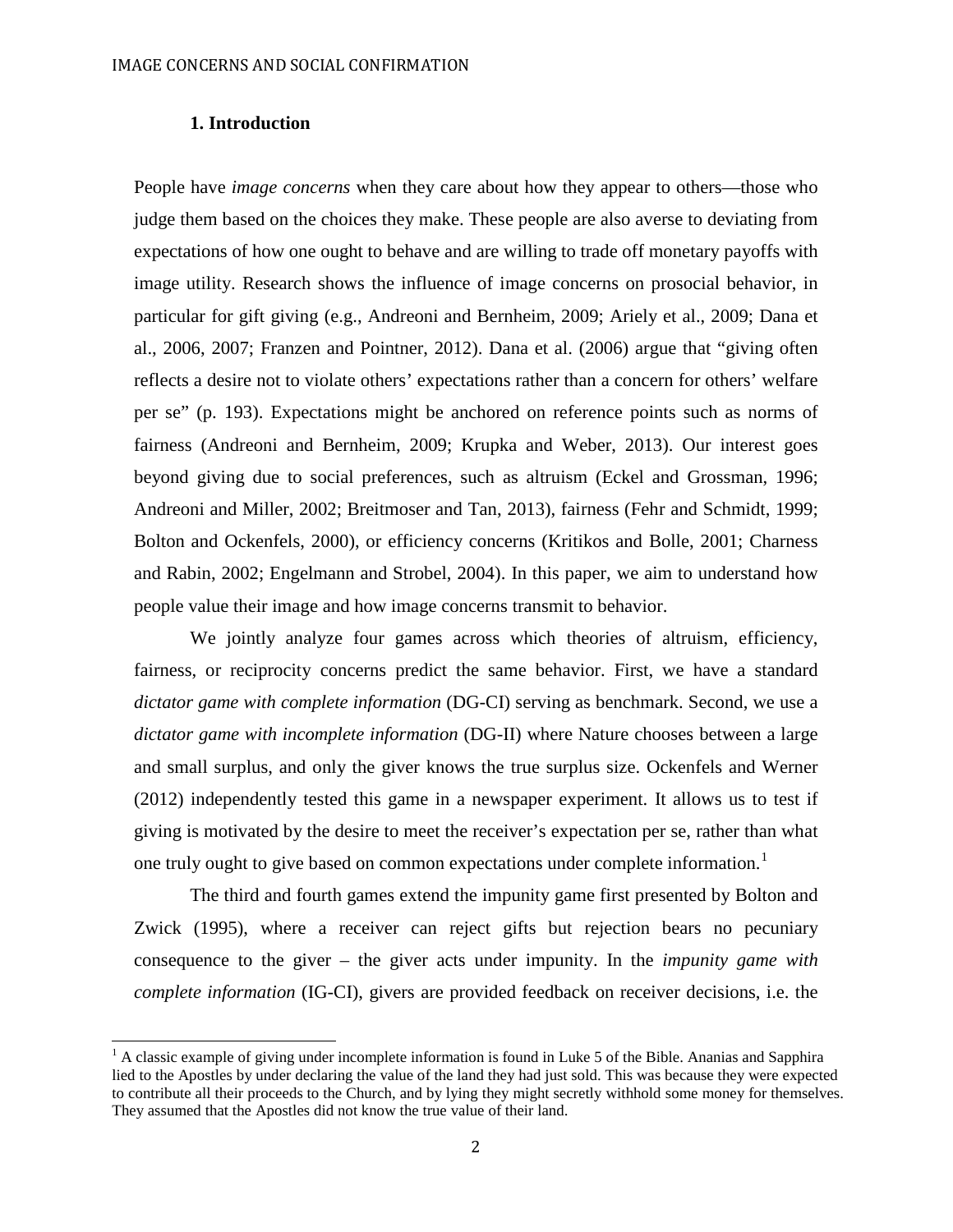## 1. Introduction

People have *image concerns* when they care about how they appear to others—those who judge them based on the choices they make. These people are also averse to deviating from expectations of how one ought to behave and are willing to trade off monetary payoffs with image utility. Research shows the influence of image concerns on prosocial behavior, in particular for gift giving (e.g., Andreoni and Bernheim, 2009; Ariely et al., 2009; Dana et al., 2006, 2007; Franzen and Pointner, 2012). Dana et al. (2006) argue that "giving often reflects a desire not to violate others' expectations rather than a concern for others' welfare per se" (p. 193). Expectations might be anchored on reference points such as norms of fairness (Andreoni and Bernheim, 2009; Krupka and Weber, 2013). Our interest goes beyond giving due to social preferences, such as altruism (Eckel and Grossman, 1996; Andreoni and Miller, 2002; Breitmoser and Tan, 2013), fairness (Fehr and Schmidt, 1999; Bolton and Ockenfels, 2000), or efficiency concerns (Kritikos and Bolle, 2001; Charness and Rabin, 2002; Engelmann and Strobel, 2004). In this paper, we aim to understand how people value their image and how image concerns transmit to behavior.

We jointly analyze four games across which theories of altruism, efficiency, fairness, or reciprocity concerns predict the same behavior. First, we have a standard *dictator game with complete information* (DG-CI) serving as benchmark. Second, we use a *dictator game with incomplete information* (DG-II) where Nature chooses between a large and small surplus, and only the giver knows the true surplus size. Ockenfels and Werner (2012) independently tested this game in a newspaper experiment. It allows us to test if giving is motivated by the desire to meet the receiver's expectation per se, rather than what one truly ought to give based on common expectations under complete information.[1]

The third and fourth games extend the impunity game first presented by Bolton and Zwick (1995), where a receiver can reject gifts but rejection bears no pecuniary consequence to the giver – the giver acts under impunity. In the *impunity game with complete information* (IG-CI), givers are provided feedback on receiver decisions, i.e. the

[1] A classic example of giving under incomplete information is found in Luke 5 of the Bible. Ananias and Sapphira lied to the Apostles by under declaring the value of the land they had just sold. This was because they were expected to contribute all their proceeds to the Church, and by lying they might secretly withhold some money for themselves. They assumed that the Apostles did not know the true value of their land.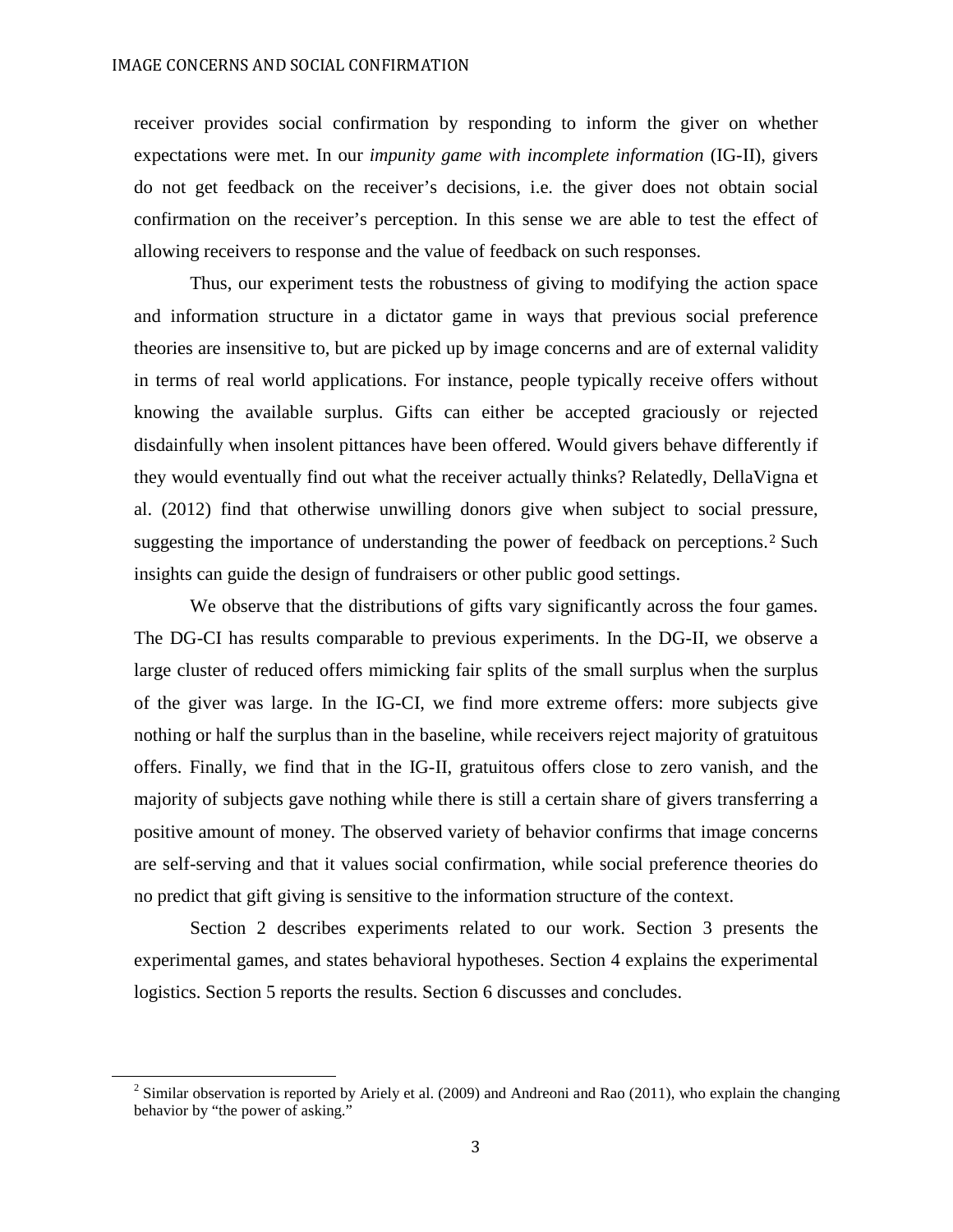receiver provides social confirmation by responding to inform the giver on whether expectations were met. In our *impunity game with incomplete information* (IG-II), givers do not get feedback on the receiver's decisions, i.e. the giver does not obtain social confirmation on the receiver's perception. In this sense we are able to test the effect of allowing receivers to response and the value of feedback on such responses.

Thus, our experiment tests the robustness of giving to modifying the action space and information structure in a dictator game in ways that previous social preference theories are insensitive to, but are picked up by image concerns and are of external validity in terms of real world applications. For instance, people typically receive offers without knowing the available surplus. Gifts can either be accepted graciously or rejected disdainfully when insolent pittances have been offered. Would givers behave differently if they would eventually find out what the receiver actually thinks? Relatedly, DellaVigna et al. (2012) find that otherwise unwilling donors give when subject to social pressure, suggesting the importance of understanding the power of feedback on perceptions.[2] Such insights can guide the design of fundraisers or other public good settings.

We observe that the distributions of gifts vary significantly across the four games. The DG-CI has results comparable to previous experiments. In the DG-II, we observe a large cluster of reduced offers mimicking fair splits of the small surplus when the surplus of the giver was large. In the IG-CI, we find more extreme offers: more subjects give nothing or half the surplus than in the baseline, while receivers reject majority of gratuitous offers. Finally, we find that in the IG-II, gratuitous offers close to zero vanish, and the majority of subjects gave nothing while there is still a certain share of givers transferring a positive amount of money. The observed variety of behavior confirms that image concerns are self-serving and that it values social confirmation, while social preference theories do no predict that gift giving is sensitive to the information structure of the context.

Section 2 describes experiments related to our work. Section 3 presents the experimental games, and states behavioral hypotheses. Section 4 explains the experimental logistics. Section 5 reports the results. Section 6 discusses and concludes.

[2] Similar observation is reported by Ariely et al. (2009) and Andreoni and Rao (2011), who explain the changing behavior by "the power of asking."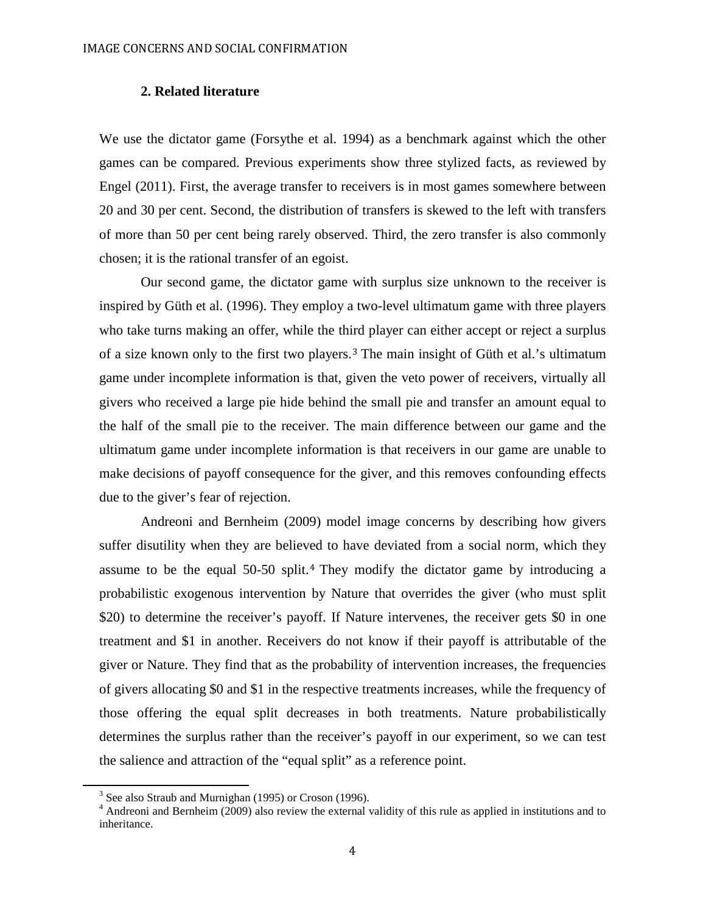## 2. Related literature

We use the dictator game (Forsythe et al. 1994) as a benchmark against which the other games can be compared. Previous experiments show three stylized facts, as reviewed by Engel (2011). First, the average transfer to receivers is in most games somewhere between 20 and 30 per cent. Second, the distribution of transfers is skewed to the left with transfers of more than 50 per cent being rarely observed. Third, the zero transfer is also commonly chosen; it is the rational transfer of an egoist.

Our second game, the dictator game with surplus size unknown to the receiver is inspired by Güth et al. (1996). They employ a two-level ultimatum game with three players who take turns making an offer, while the third player can either accept or reject a surplus of a size known only to the first two players.[3] The main insight of Güth et al.'s ultimatum game under incomplete information is that, given the veto power of receivers, virtually all givers who received a large pie hide behind the small pie and transfer an amount equal to the half of the small pie to the receiver. The main difference between our game and the ultimatum game under incomplete information is that receivers in our game are unable to make decisions of payoff consequence for the giver, and this removes confounding effects due to the giver's fear of rejection.

Andreoni and Bernheim (2009) model image concerns by describing how givers suffer disutility when they are believed to have deviated from a social norm, which they assume to be the equal 50-50 split.[4] They modify the dictator game by introducing a probabilistic exogenous intervention by Nature that overrides the giver (who must split $20) to determine the receiver's payoff. If Nature intervenes, the receiver gets $0 in one treatment and $1 in another. Receivers do not know if their payoff is attributable of the giver or Nature. They find that as the probability of intervention increases, the frequencies of givers allocating $0 and $1 in the respective treatments increases, while the frequency of those offering the equal split decreases in both treatments. Nature probabilistically determines the surplus rather than the receiver's payoff in our experiment, so we can test the salience and attraction of the "equal split" as a reference point.

[3] See also Straub and Murnighan (1995) or Croson (1996).

[4] Andreoni and Bernheim (2009) also review the external validity of this rule as applied in institutions and to inheritance.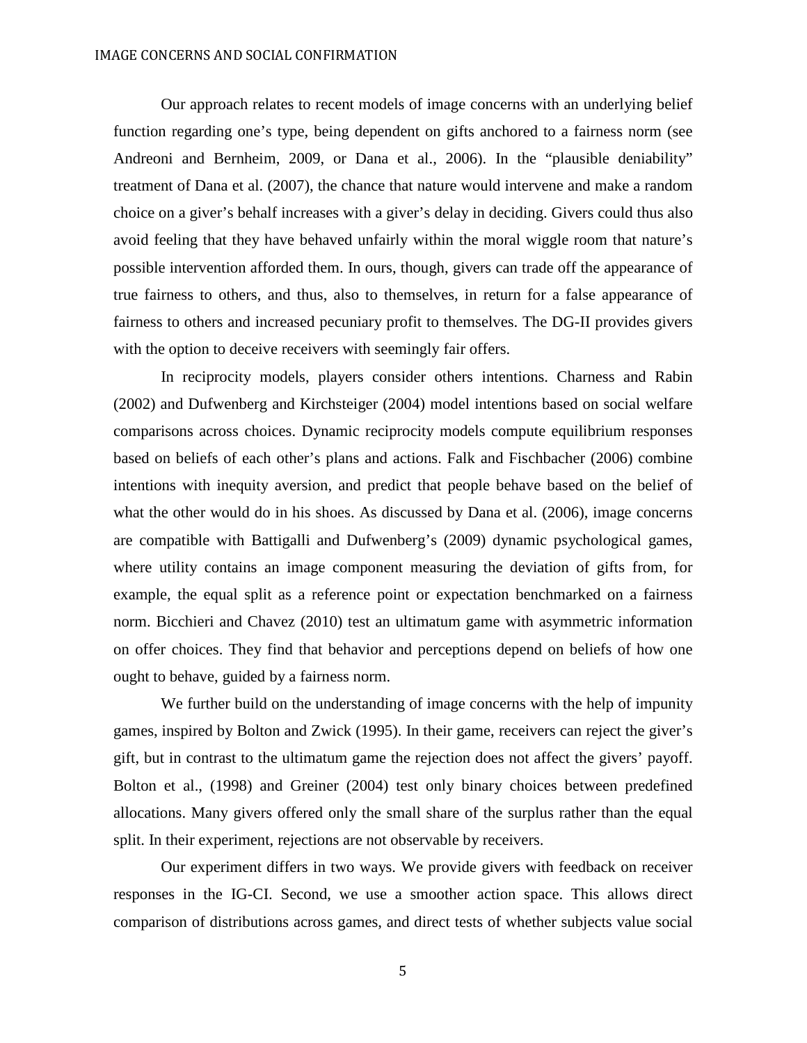Our approach relates to recent models of image concerns with an underlying belief function regarding one's type, being dependent on gifts anchored to a fairness norm (see Andreoni and Bernheim, 2009, or Dana et al., 2006). In the "plausible deniability" treatment of Dana et al. (2007), the chance that nature would intervene and make a random choice on a giver's behalf increases with a giver's delay in deciding. Givers could thus also avoid feeling that they have behaved unfairly within the moral wiggle room that nature's possible intervention afforded them. In ours, though, givers can trade off the appearance of true fairness to others, and thus, also to themselves, in return for a false appearance of fairness to others and increased pecuniary profit to themselves. The DG-II provides givers with the option to deceive receivers with seemingly fair offers.

In reciprocity models, players consider others intentions. Charness and Rabin (2002) and Dufwenberg and Kirchsteiger (2004) model intentions based on social welfare comparisons across choices. Dynamic reciprocity models compute equilibrium responses based on beliefs of each other's plans and actions. Falk and Fischbacher (2006) combine intentions with inequity aversion, and predict that people behave based on the belief of what the other would do in his shoes. As discussed by Dana et al. (2006), image concerns are compatible with Battigalli and Dufwenberg's (2009) dynamic psychological games, where utility contains an image component measuring the deviation of gifts from, for example, the equal split as a reference point or expectation benchmarked on a fairness norm. Bicchieri and Chavez (2010) test an ultimatum game with asymmetric information on offer choices. They find that behavior and perceptions depend on beliefs of how one ought to behave, guided by a fairness norm.

We further build on the understanding of image concerns with the help of impunity games, inspired by Bolton and Zwick (1995). In their game, receivers can reject the giver's gift, but in contrast to the ultimatum game the rejection does not affect the givers' payoff. Bolton et al., (1998) and Greiner (2004) test only binary choices between predefined allocations. Many givers offered only the small share of the surplus rather than the equal split. In their experiment, rejections are not observable by receivers.

Our experiment differs in two ways. We provide givers with feedback on receiver responses in the IG-CI. Second, we use a smoother action space. This allows direct comparison of distributions across games, and direct tests of whether subjects value social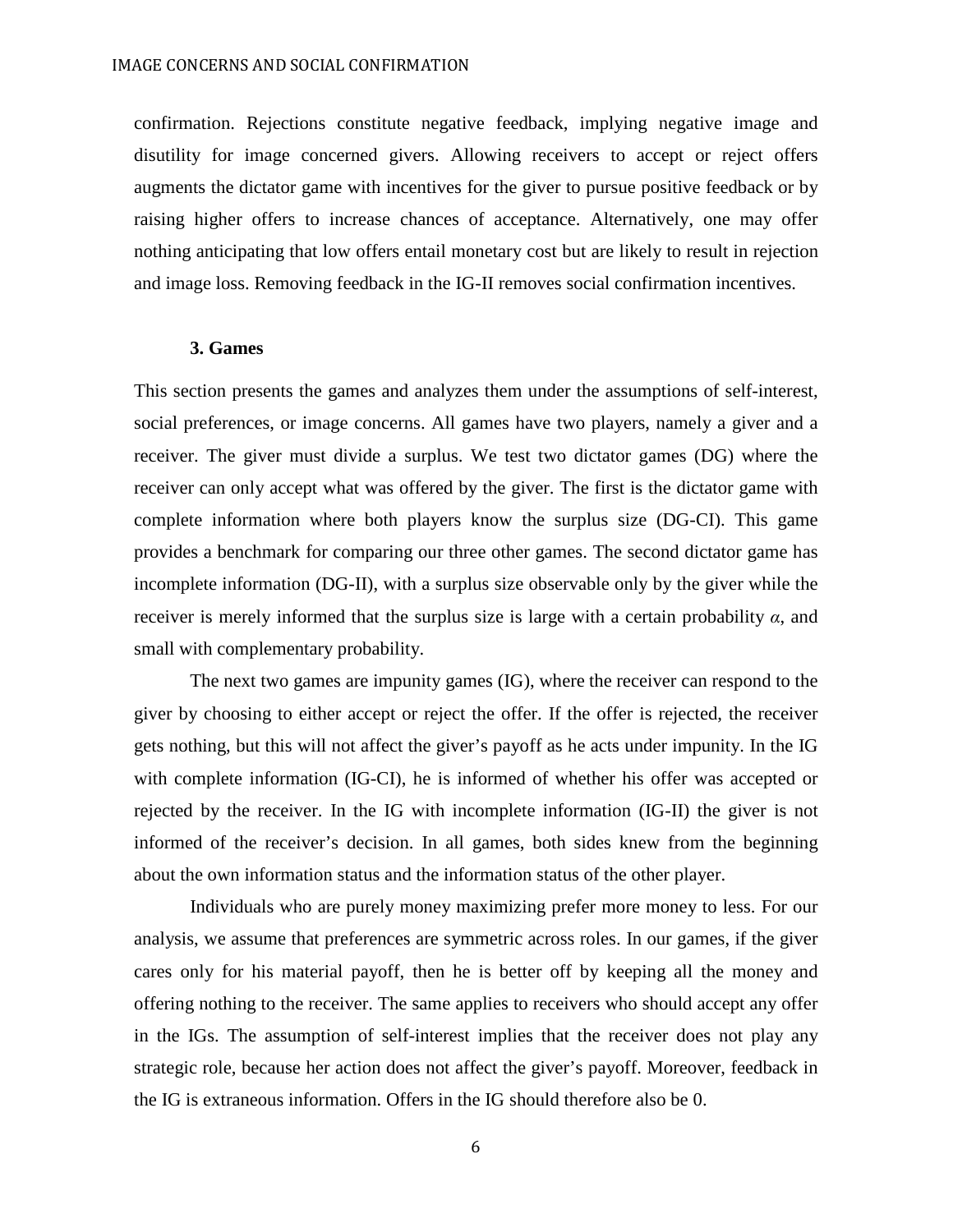confirmation. Rejections constitute negative feedback, implying negative image and disutility for image concerned givers. Allowing receivers to accept or reject offers augments the dictator game with incentives for the giver to pursue positive feedback or by raising higher offers to increase chances of acceptance. Alternatively, one may offer nothing anticipating that low offers entail monetary cost but are likely to result in rejection and image loss. Removing feedback in the IG-II removes social confirmation incentives.

## 3. Games

This section presents the games and analyzes them under the assumptions of self-interest, social preferences, or image concerns. All games have two players, namely a giver and a receiver. The giver must divide a surplus. We test two dictator games (DG) where the receiver can only accept what was offered by the giver. The first is the dictator game with complete information where both players know the surplus size (DG-CI). This game provides a benchmark for comparing our three other games. The second dictator game has incomplete information (DG-II), with a surplus size observable only by the giver while the receiver is merely informed that the surplus size is large with a certain probability $\alpha$, and small with complementary probability.

The next two games are impunity games (IG), where the receiver can respond to the giver by choosing to either accept or reject the offer. If the offer is rejected, the receiver gets nothing, but this will not affect the giver's payoff as he acts under impunity. In the IG with complete information (IG-CI), he is informed of whether his offer was accepted or rejected by the receiver. In the IG with incomplete information (IG-II) the giver is not informed of the receiver's decision. In all games, both sides knew from the beginning about the own information status and the information status of the other player.

Individuals who are purely money maximizing prefer more money to less. For our analysis, we assume that preferences are symmetric across roles. In our games, if the giver cares only for his material payoff, then he is better off by keeping all the money and offering nothing to the receiver. The same applies to receivers who should accept any offer in the IGs. The assumption of self-interest implies that the receiver does not play any strategic role, because her action does not affect the giver's payoff. Moreover, feedback in the IG is extraneous information. Offers in the IG should therefore also be 0.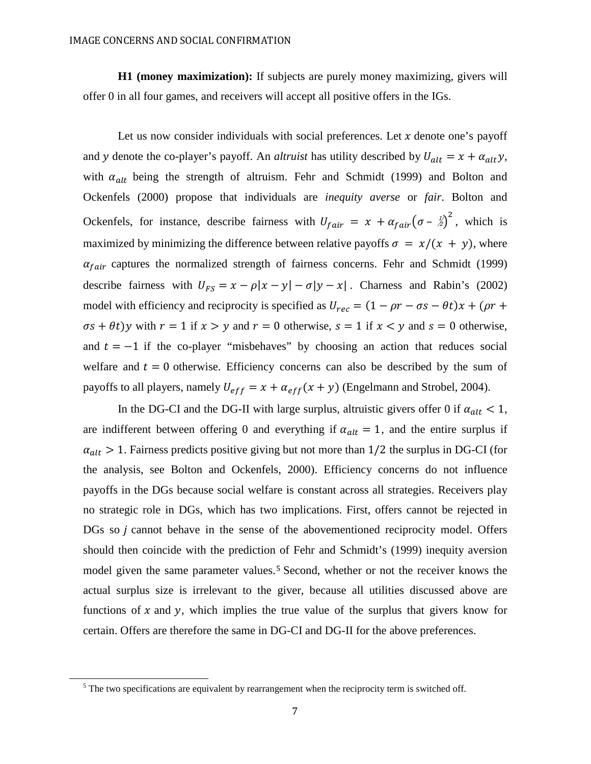**H1 (money maximization):** If subjects are purely money maximizing, givers will offer 0 in all four games, and receivers will accept all positive offers in the IGs.

Let us now consider individuals with social preferences. Let $x$ denote one's payoff and $y$ denote the co-player's payoff. An *altruist* has utility described by $U_{alt} = x + \alpha_{alt} y$, with $\alpha_{alt}$ being the strength of altruism. Fehr and Schmidt (1999) and Bolton and Ockenfels (2000) propose that individuals are *inequity averse* or *fair*. Bolton and Ockenfels, for instance, describe fairness with $U_{fair} = x + \alpha_{fair}\left(\sigma - \frac{1}{2}\right)^2$, which is maximized by minimizing the difference between relative payoffs $\sigma = x/(x + y)$, where $\alpha_{fair}$ captures the normalized strength of fairness concerns. Fehr and Schmidt (1999) describe fairness with $U_{FS} = x - \rho|x - y| - \sigma|y - x|$. Charness and Rabin's (2002) model with efficiency and reciprocity is specified as $U_{rec} = (1 - \rho r - \sigma s - \theta t)x + (\rho r + \sigma s + \theta t)y$ with $r = 1$ if $x > y$ and $r = 0$ otherwise, $s = 1$ if $x < y$ and $s = 0$ otherwise, and $t = -1$ if the co-player "misbehaves" by choosing an action that reduces social welfare and $t = 0$ otherwise. Efficiency concerns can also be described by the sum of payoffs to all players, namely $U_{eff} = x + \alpha_{eff}(x + y)$ (Engelmann and Strobel, 2004).

In the DG-CI and the DG-II with large surplus, altruistic givers offer 0 if $\alpha_{alt} < 1$, are indifferent between offering 0 and everything if $\alpha_{alt} = 1$, and the entire surplus if $\alpha_{alt} > 1$. Fairness predicts positive giving but not more than $1/2$ the surplus in DG-CI (for the analysis, see Bolton and Ockenfels, 2000). Efficiency concerns do not influence payoffs in the DGs because social welfare is constant across all strategies. Receivers play no strategic role in DGs, which has two implications. First, offers cannot be rejected in DGs so *j* cannot behave in the sense of the abovementioned reciprocity model. Offers should then coincide with the prediction of Fehr and Schmidt's (1999) inequity aversion model given the same parameter values.[5] Second, whether or not the receiver knows the actual surplus size is irrelevant to the giver, because all utilities discussed above are functions of $x$ and $y$, which implies the true value of the surplus that givers know for certain. Offers are therefore the same in DG-CI and DG-II for the above preferences.

[5] The two specifications are equivalent by rearrangement when the reciprocity term is switched off.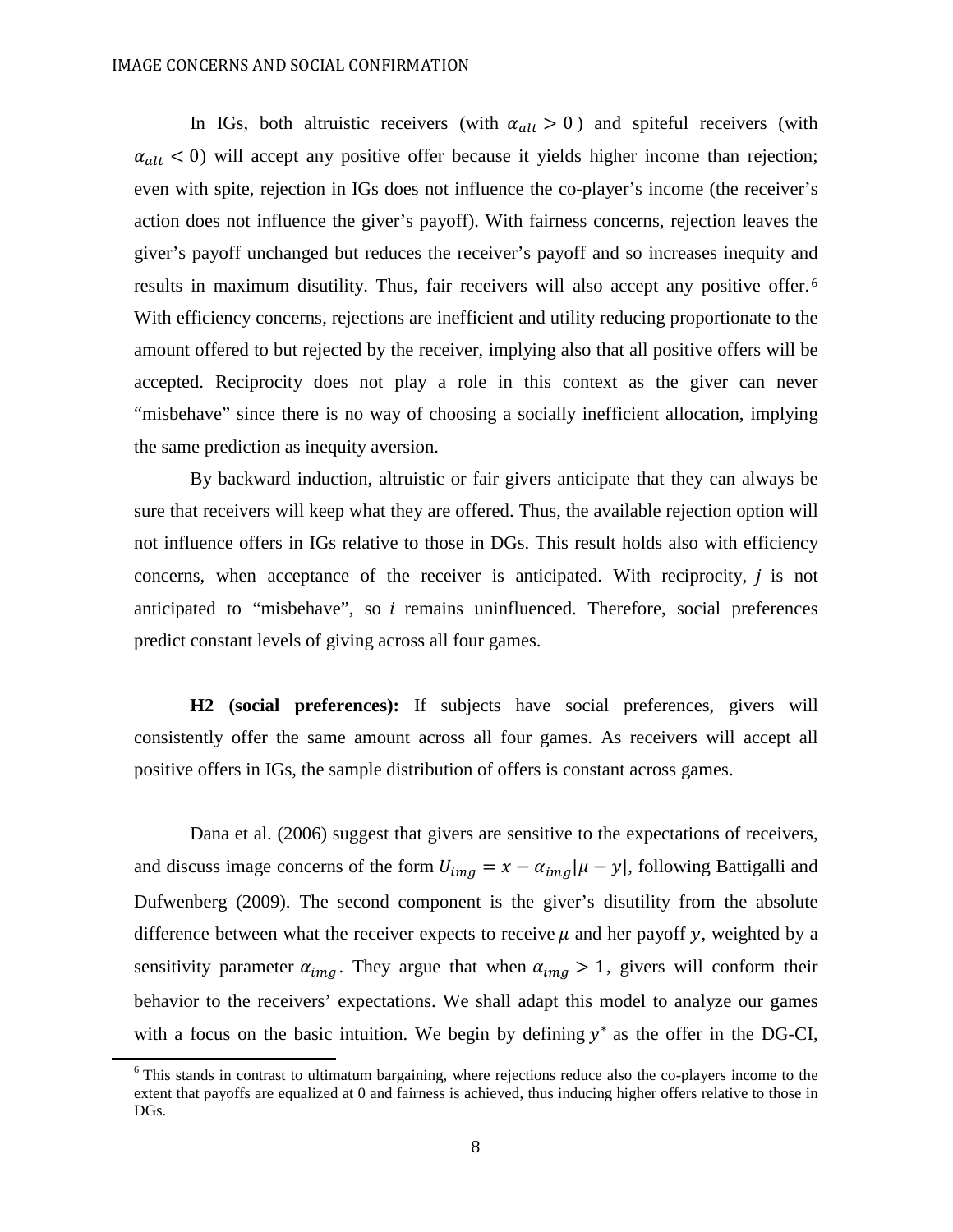In IGs, both altruistic receivers (with $\alpha_{alt} > 0$) and spiteful receivers (with $\alpha_{alt} < 0$) will accept any positive offer because it yields higher income than rejection; even with spite, rejection in IGs does not influence the co-player's income (the receiver's action does not influence the giver's payoff). With fairness concerns, rejection leaves the giver's payoff unchanged but reduces the receiver's payoff and so increases inequity and results in maximum disutility. Thus, fair receivers will also accept any positive offer.[6] With efficiency concerns, rejections are inefficient and utility reducing proportionate to the amount offered to but rejected by the receiver, implying also that all positive offers will be accepted. Reciprocity does not play a role in this context as the giver can never "misbehave" since there is no way of choosing a socially inefficient allocation, implying the same prediction as inequity aversion.

By backward induction, altruistic or fair givers anticipate that they can always be sure that receivers will keep what they are offered. Thus, the available rejection option will not influence offers in IGs relative to those in DGs. This result holds also with efficiency concerns, when acceptance of the receiver is anticipated. With reciprocity, $j$ is not anticipated to "misbehave", so $i$ remains uninfluenced. Therefore, social preferences predict constant levels of giving across all four games.

**H2 (social preferences):** If subjects have social preferences, givers will consistently offer the same amount across all four games. As receivers will accept all positive offers in IGs, the sample distribution of offers is constant across games.

Dana et al. (2006) suggest that givers are sensitive to the expectations of receivers, and discuss image concerns of the form $U_{img} = x - \alpha_{img}|\mu - y|$, following Battigalli and Dufwenberg (2009). The second component is the giver's disutility from the absolute difference between what the receiver expects to receive $\mu$ and her payoff $y$, weighted by a sensitivity parameter $\alpha_{img}$. They argue that when $\alpha_{img} > 1$, givers will conform their behavior to the receivers' expectations. We shall adapt this model to analyze our games with a focus on the basic intuition. We begin by defining $y^*$ as the offer in the DG-CI,

[6] This stands in contrast to ultimatum bargaining, where rejections reduce also the co-players income to the extent that payoffs are equalized at 0 and fairness is achieved, thus inducing higher offers relative to those in DGs.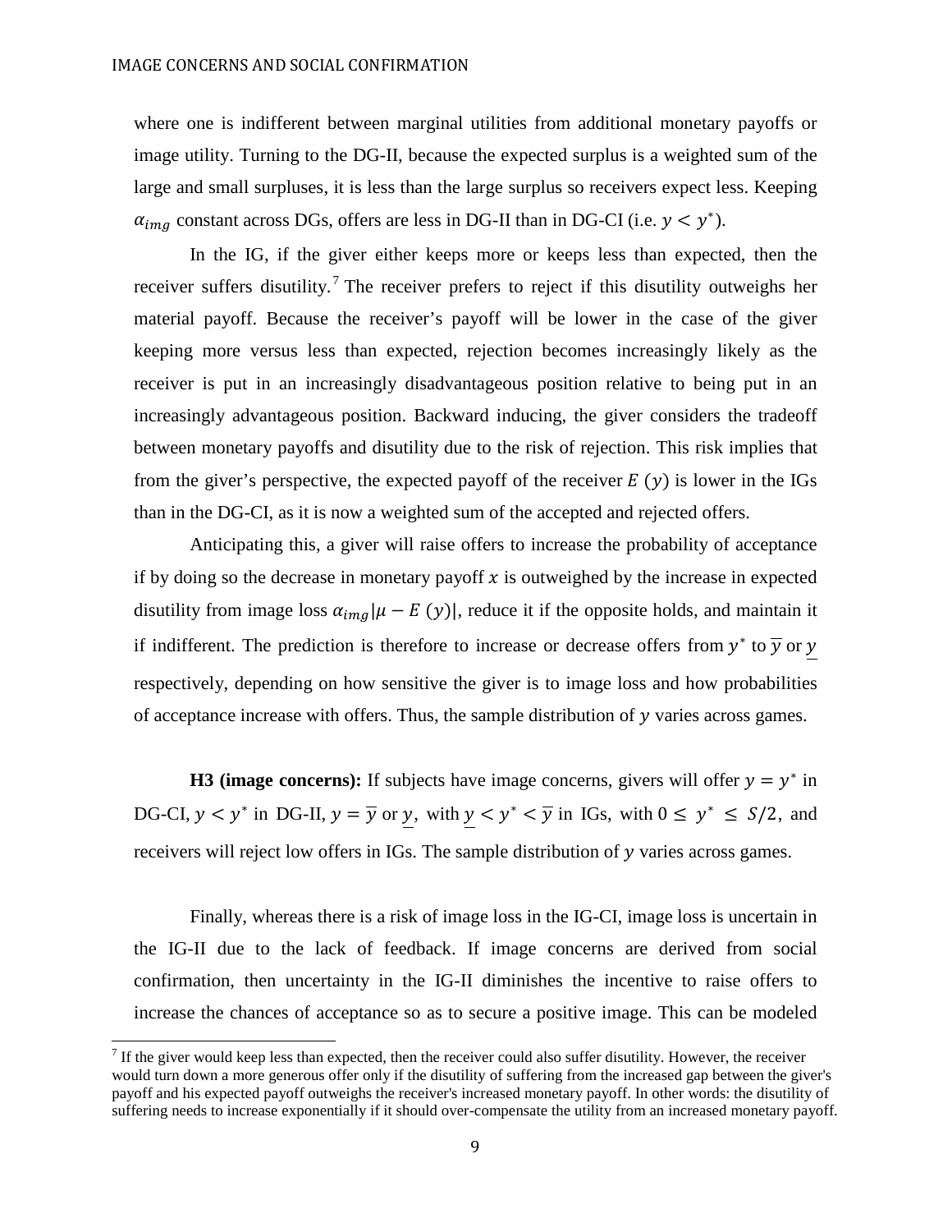where one is indifferent between marginal utilities from additional monetary payoffs or image utility. Turning to the DG-II, because the expected surplus is a weighted sum of the large and small surpluses, it is less than the large surplus so receivers expect less. Keeping $\alpha_{img}$ constant across DGs, offers are less in DG-II than in DG-CI (i.e. $y < y^*$).

In the IG, if the giver either keeps more or keeps less than expected, then the receiver suffers disutility.[7] The receiver prefers to reject if this disutility outweighs her material payoff. Because the receiver's payoff will be lower in the case of the giver keeping more versus less than expected, rejection becomes increasingly likely as the receiver is put in an increasingly disadvantageous position relative to being put in an increasingly advantageous position. Backward inducing, the giver considers the tradeoff between monetary payoffs and disutility due to the risk of rejection. This risk implies that from the giver's perspective, the expected payoff of the receiver $E\,(y)$ is lower in the IGs than in the DG-CI, as it is now a weighted sum of the accepted and rejected offers.

Anticipating this, a giver will raise offers to increase the probability of acceptance if by doing so the decrease in monetary payoff $x$ is outweighed by the increase in expected disutility from image loss $\alpha_{img}|\mu - E\,(y)|$, reduce it if the opposite holds, and maintain it if indifferent. The prediction is therefore to increase or decrease offers from $y^*$ to $\overline{y}$ or $\underline{y}$ respectively, depending on how sensitive the giver is to image loss and how probabilities of acceptance increase with offers. Thus, the sample distribution of $y$ varies across games.

**H3 (image concerns):** If subjects have image concerns, givers will offer $y = y^*$ in DG-CI, $y < y^*$ in DG-II, $y = \overline{y}$ or $\underline{y}$, with $\underline{y} < y^* < \overline{y}$ in IGs, with $0 \leq y^* \leq S/2$, and receivers will reject low offers in IGs. The sample distribution of $y$ varies across games.

Finally, whereas there is a risk of image loss in the IG-CI, image loss is uncertain in the IG-II due to the lack of feedback. If image concerns are derived from social confirmation, then uncertainty in the IG-II diminishes the incentive to raise offers to increase the chances of acceptance so as to secure a positive image. This can be modeled

[7] If the giver would keep less than expected, then the receiver could also suffer disutility. However, the receiver would turn down a more generous offer only if the disutility of suffering from the increased gap between the giver's payoff and his expected payoff outweighs the receiver's increased monetary payoff. In other words: the disutility of suffering needs to increase exponentially if it should over-compensate the utility from an increased monetary payoff.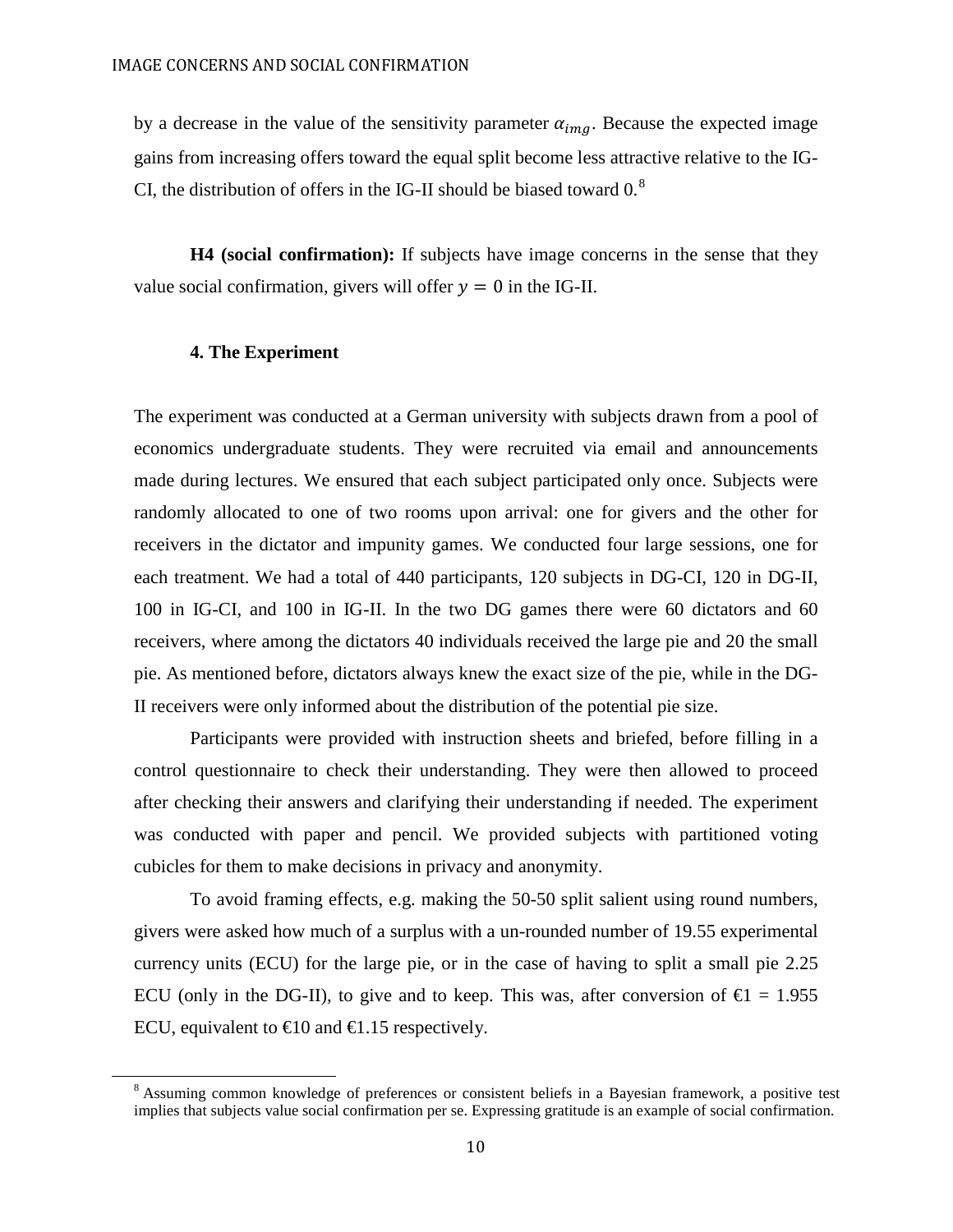by a decrease in the value of the sensitivity parameter $\alpha_{img}$. Because the expected image gains from increasing offers toward the equal split become less attractive relative to the IG-CI, the distribution of offers in the IG-II should be biased toward 0.[8]

**H4 (social confirmation):** If subjects have image concerns in the sense that they value social confirmation, givers will offer $y = 0$ in the IG-II.

## 4. The Experiment

The experiment was conducted at a German university with subjects drawn from a pool of economics undergraduate students. They were recruited via email and announcements made during lectures. We ensured that each subject participated only once. Subjects were randomly allocated to one of two rooms upon arrival: one for givers and the other for receivers in the dictator and impunity games. We conducted four large sessions, one for each treatment. We had a total of 440 participants, 120 subjects in DG-CI, 120 in DG-II, 100 in IG-CI, and 100 in IG-II. In the two DG games there were 60 dictators and 60 receivers, where among the dictators 40 individuals received the large pie and 20 the small pie. As mentioned before, dictators always knew the exact size of the pie, while in the DG-II receivers were only informed about the distribution of the potential pie size.

Participants were provided with instruction sheets and briefed, before filling in a control questionnaire to check their understanding. They were then allowed to proceed after checking their answers and clarifying their understanding if needed. The experiment was conducted with paper and pencil. We provided subjects with partitioned voting cubicles for them to make decisions in privacy and anonymity.

To avoid framing effects, e.g. making the 50-50 split salient using round numbers, givers were asked how much of a surplus with a un-rounded number of 19.55 experimental currency units (ECU) for the large pie, or in the case of having to split a small pie 2.25 ECU (only in the DG-II), to give and to keep. This was, after conversion of €1 = 1.955 ECU, equivalent to €10 and €1.15 respectively.

[8] Assuming common knowledge of preferences or consistent beliefs in a Bayesian framework, a positive test implies that subjects value social confirmation per se. Expressing gratitude is an example of social confirmation.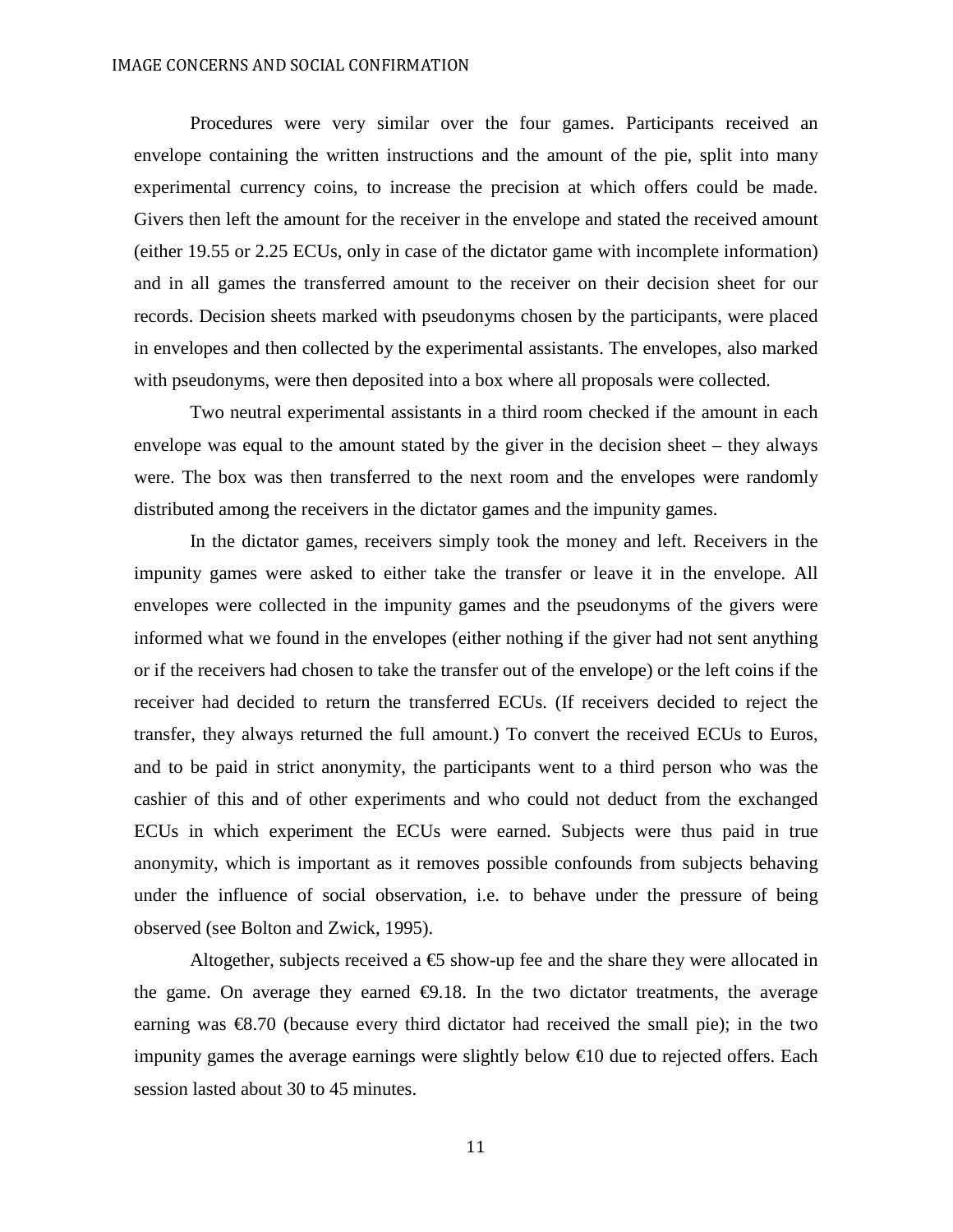Procedures were very similar over the four games. Participants received an envelope containing the written instructions and the amount of the pie, split into many experimental currency coins, to increase the precision at which offers could be made. Givers then left the amount for the receiver in the envelope and stated the received amount (either 19.55 or 2.25 ECUs, only in case of the dictator game with incomplete information) and in all games the transferred amount to the receiver on their decision sheet for our records. Decision sheets marked with pseudonyms chosen by the participants, were placed in envelopes and then collected by the experimental assistants. The envelopes, also marked with pseudonyms, were then deposited into a box where all proposals were collected.

Two neutral experimental assistants in a third room checked if the amount in each envelope was equal to the amount stated by the giver in the decision sheet – they always were. The box was then transferred to the next room and the envelopes were randomly distributed among the receivers in the dictator games and the impunity games.

In the dictator games, receivers simply took the money and left. Receivers in the impunity games were asked to either take the transfer or leave it in the envelope. All envelopes were collected in the impunity games and the pseudonyms of the givers were informed what we found in the envelopes (either nothing if the giver had not sent anything or if the receivers had chosen to take the transfer out of the envelope) or the left coins if the receiver had decided to return the transferred ECUs. (If receivers decided to reject the transfer, they always returned the full amount.) To convert the received ECUs to Euros, and to be paid in strict anonymity, the participants went to a third person who was the cashier of this and of other experiments and who could not deduct from the exchanged ECUs in which experiment the ECUs were earned. Subjects were thus paid in true anonymity, which is important as it removes possible confounds from subjects behaving under the influence of social observation, i.e. to behave under the pressure of being observed (see Bolton and Zwick, 1995).

Altogether, subjects received a €5 show-up fee and the share they were allocated in the game. On average they earned €9.18. In the two dictator treatments, the average earning was €8.70 (because every third dictator had received the small pie); in the two impunity games the average earnings were slightly below €10 due to rejected offers. Each session lasted about 30 to 45 minutes.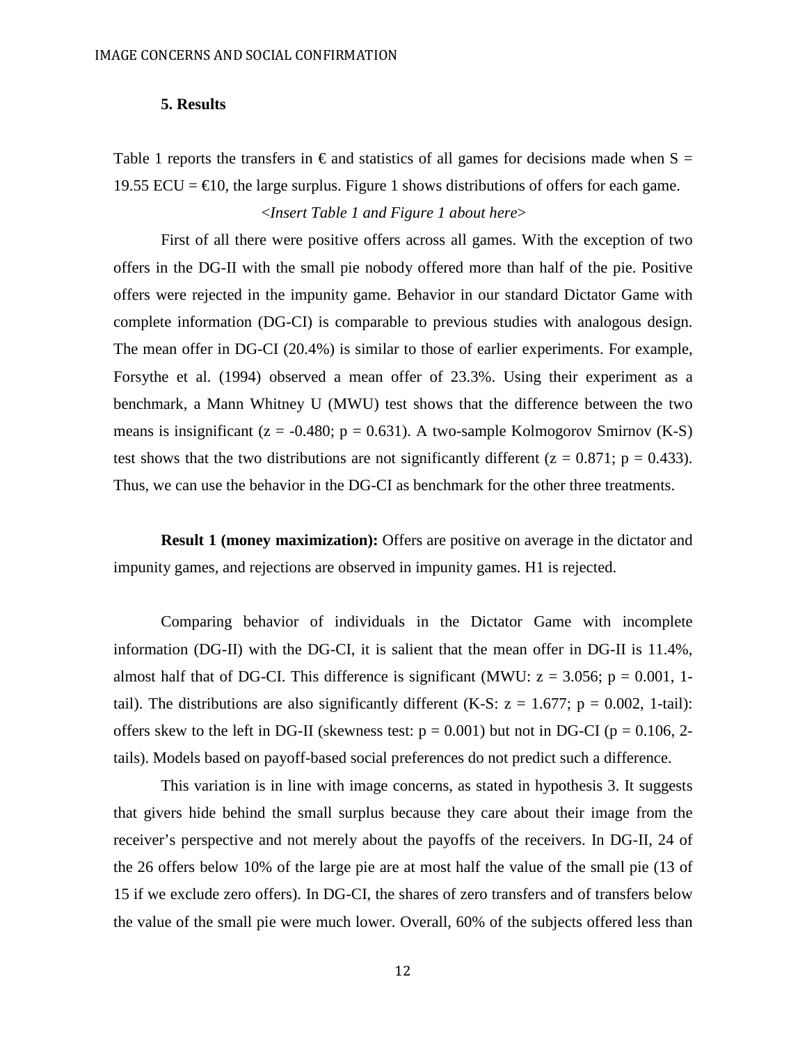## 5. Results

Table 1 reports the transfers in € and statistics of all games for decisions made when S = 19.55 ECU = €10, the large surplus. Figure 1 shows distributions of offers for each game.

*<Insert Table 1 and Figure 1 about here>*

First of all there were positive offers across all games. With the exception of two offers in the DG-II with the small pie nobody offered more than half of the pie. Positive offers were rejected in the impunity game. Behavior in our standard Dictator Game with complete information (DG-CI) is comparable to previous studies with analogous design. The mean offer in DG-CI (20.4%) is similar to those of earlier experiments. For example, Forsythe et al. (1994) observed a mean offer of 23.3%. Using their experiment as a benchmark, a Mann Whitney U (MWU) test shows that the difference between the two means is insignificant ($z = -0.480$; $p = 0.631$). A two-sample Kolmogorov Smirnov (K-S) test shows that the two distributions are not significantly different ($z = 0.871$; $p = 0.433$). Thus, we can use the behavior in the DG-CI as benchmark for the other three treatments.

**Result 1 (money maximization):** Offers are positive on average in the dictator and impunity games, and rejections are observed in impunity games. H1 is rejected.

Comparing behavior of individuals in the Dictator Game with incomplete information (DG-II) with the DG-CI, it is salient that the mean offer in DG-II is 11.4%, almost half that of DG-CI. This difference is significant (MWU: $z = 3.056$; $p = 0.001$, 1-tail). The distributions are also significantly different (K-S: $z = 1.677$; $p = 0.002$, 1-tail): offers skew to the left in DG-II (skewness test: $p = 0.001$) but not in DG-CI ($p = 0.106$, 2-tails). Models based on payoff-based social preferences do not predict such a difference.

This variation is in line with image concerns, as stated in hypothesis 3. It suggests that givers hide behind the small surplus because they care about their image from the receiver's perspective and not merely about the payoffs of the receivers. In DG-II, 24 of the 26 offers below 10% of the large pie are at most half the value of the small pie (13 of 15 if we exclude zero offers). In DG-CI, the shares of zero transfers and of transfers below the value of the small pie were much lower. Overall, 60% of the subjects offered less than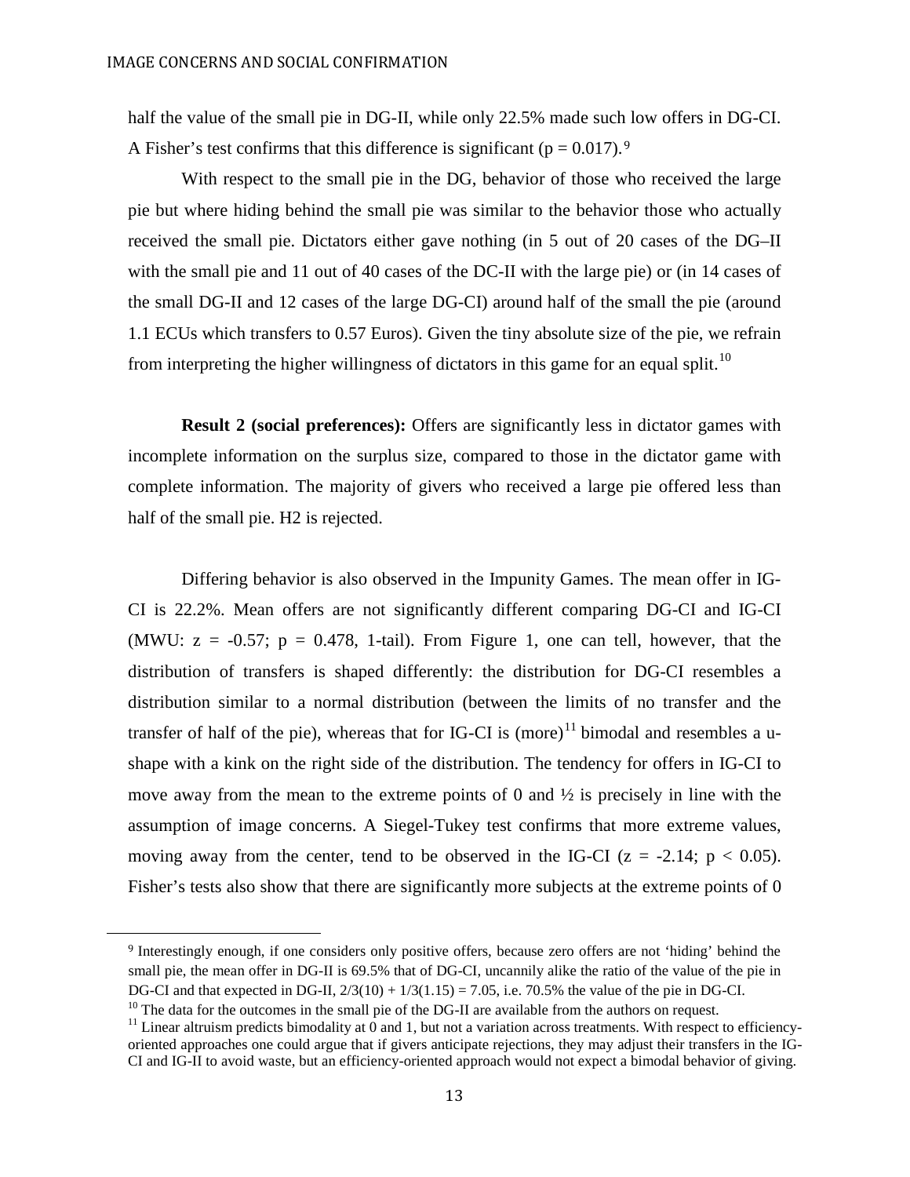half the value of the small pie in DG-II, while only 22.5% made such low offers in DG-CI. A Fisher's test confirms that this difference is significant ($p = 0.017$).[9]

With respect to the small pie in the DG, behavior of those who received the large pie but where hiding behind the small pie was similar to the behavior those who actually received the small pie. Dictators either gave nothing (in 5 out of 20 cases of the DG–II with the small pie and 11 out of 40 cases of the DC-II with the large pie) or (in 14 cases of the small DG-II and 12 cases of the large DG-CI) around half of the small the pie (around 1.1 ECUs which transfers to 0.57 Euros). Given the tiny absolute size of the pie, we refrain from interpreting the higher willingness of dictators in this game for an equal split.[10]

**Result 2 (social preferences):** Offers are significantly less in dictator games with incomplete information on the surplus size, compared to those in the dictator game with complete information. The majority of givers who received a large pie offered less than half of the small pie. H2 is rejected.

Differing behavior is also observed in the Impunity Games. The mean offer in IG-CI is 22.2%. Mean offers are not significantly different comparing DG-CI and IG-CI (MWU: $z = -0.57$; $p = 0.478$, 1-tail). From Figure 1, one can tell, however, that the distribution of transfers is shaped differently: the distribution for DG-CI resembles a distribution similar to a normal distribution (between the limits of no transfer and the transfer of half of the pie), whereas that for IG-CI is (more)[11] bimodal and resembles a u-shape with a kink on the right side of the distribution. The tendency for offers in IG-CI to move away from the mean to the extreme points of 0 and ½ is precisely in line with the assumption of image concerns. A Siegel-Tukey test confirms that more extreme values, moving away from the center, tend to be observed in the IG-CI ($z = -2.14$; $p < 0.05$). Fisher's tests also show that there are significantly more subjects at the extreme points of 0

---

[9] Interestingly enough, if one considers only positive offers, because zero offers are not 'hiding' behind the small pie, the mean offer in DG-II is 69.5% that of DG-CI, uncannily alike the ratio of the value of the pie in DG-CI and that expected in DG-II, $2/3(10) + 1/3(1.15) = 7.05$, i.e. 70.5% the value of the pie in DG-CI.

[10] The data for the outcomes in the small pie of the DG-II are available from the authors on request.

[11] Linear altruism predicts bimodality at 0 and 1, but not a variation across treatments. With respect to efficiency-oriented approaches one could argue that if givers anticipate rejections, they may adjust their transfers in the IG-CI and IG-II to avoid waste, but an efficiency-oriented approach would not expect a bimodal behavior of giving.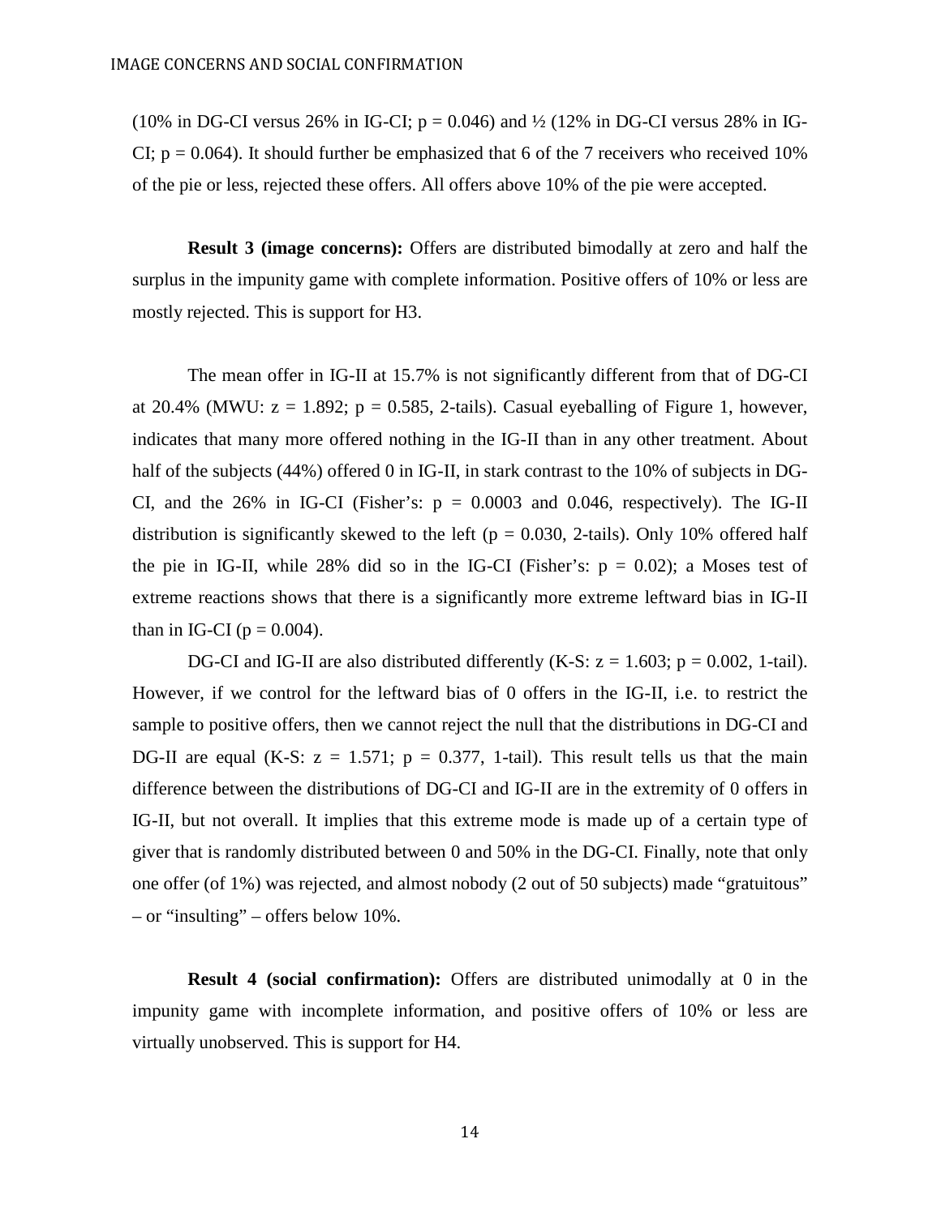(10% in DG-CI versus 26% in IG-CI; $p = 0.046$) and ½ (12% in DG-CI versus 28% in IG-CI; $p = 0.064$). It should further be emphasized that 6 of the 7 receivers who received 10% of the pie or less, rejected these offers. All offers above 10% of the pie were accepted.

**Result 3 (image concerns):** Offers are distributed bimodally at zero and half the surplus in the impunity game with complete information. Positive offers of 10% or less are mostly rejected. This is support for H3.

The mean offer in IG-II at 15.7% is not significantly different from that of DG-CI at 20.4% (MWU: $z = 1.892$; $p = 0.585$, 2-tails). Casual eyeballing of Figure 1, however, indicates that many more offered nothing in the IG-II than in any other treatment. About half of the subjects (44%) offered 0 in IG-II, in stark contrast to the 10% of subjects in DG-CI, and the 26% in IG-CI (Fisher's: $p = 0.0003$ and 0.046, respectively). The IG-II distribution is significantly skewed to the left ($p = 0.030$, 2-tails). Only 10% offered half the pie in IG-II, while 28% did so in the IG-CI (Fisher's: $p = 0.02$); a Moses test of extreme reactions shows that there is a significantly more extreme leftward bias in IG-II than in IG-CI ($p = 0.004$).

DG-CI and IG-II are also distributed differently (K-S: $z = 1.603$; $p = 0.002$, 1-tail). However, if we control for the leftward bias of 0 offers in the IG-II, i.e. to restrict the sample to positive offers, then we cannot reject the null that the distributions in DG-CI and DG-II are equal (K-S: $z = 1.571$; $p = 0.377$, 1-tail). This result tells us that the main difference between the distributions of DG-CI and IG-II are in the extremity of 0 offers in IG-II, but not overall. It implies that this extreme mode is made up of a certain type of giver that is randomly distributed between 0 and 50% in the DG-CI. Finally, note that only one offer (of 1%) was rejected, and almost nobody (2 out of 50 subjects) made "gratuitous" – or "insulting" – offers below 10%.

**Result 4 (social confirmation):** Offers are distributed unimodally at 0 in the impunity game with incomplete information, and positive offers of 10% or less are virtually unobserved. This is support for H4.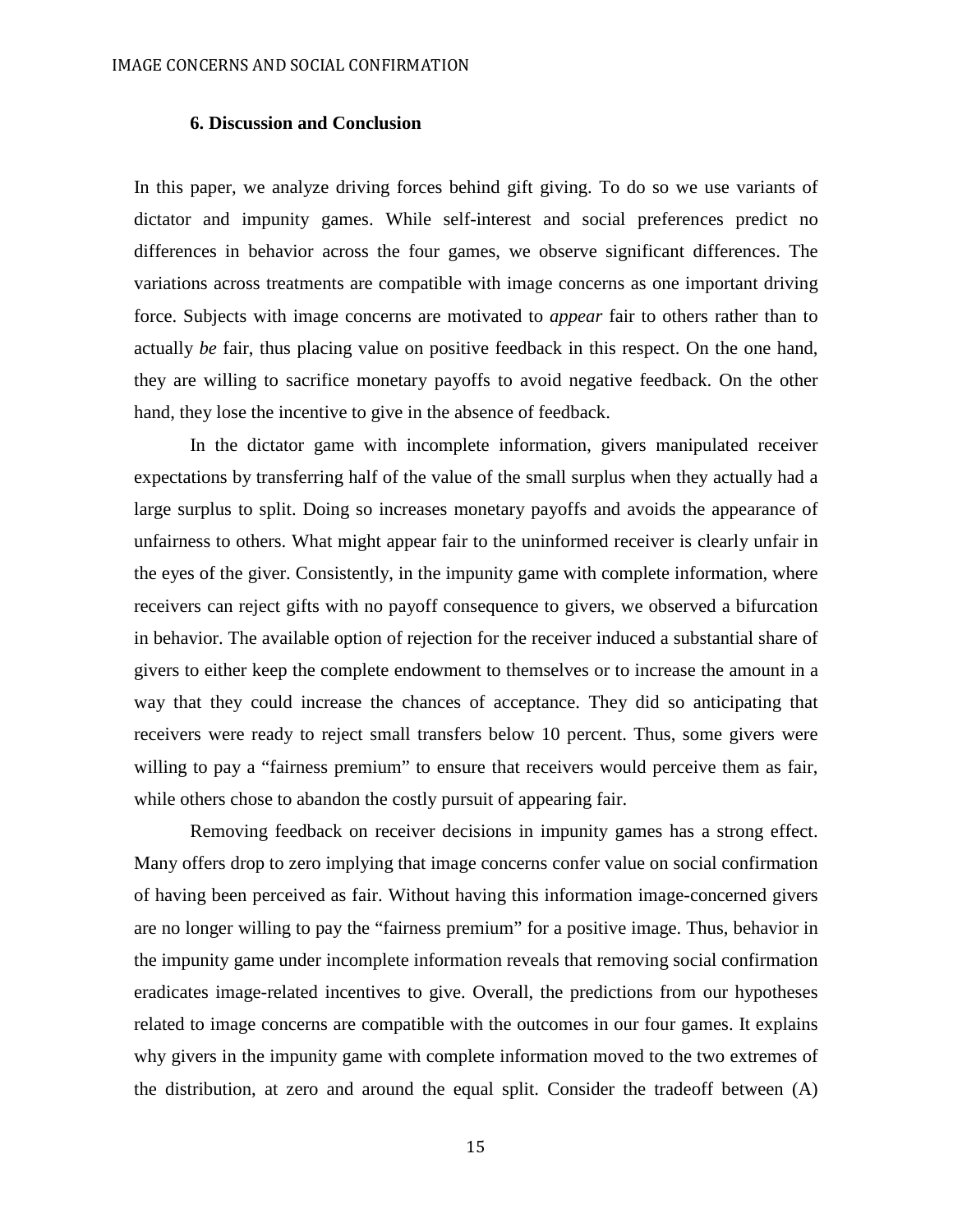## 6. Discussion and Conclusion

In this paper, we analyze driving forces behind gift giving. To do so we use variants of dictator and impunity games. While self-interest and social preferences predict no differences in behavior across the four games, we observe significant differences. The variations across treatments are compatible with image concerns as one important driving force. Subjects with image concerns are motivated to *appear* fair to others rather than to actually *be* fair, thus placing value on positive feedback in this respect. On the one hand, they are willing to sacrifice monetary payoffs to avoid negative feedback. On the other hand, they lose the incentive to give in the absence of feedback.

In the dictator game with incomplete information, givers manipulated receiver expectations by transferring half of the value of the small surplus when they actually had a large surplus to split. Doing so increases monetary payoffs and avoids the appearance of unfairness to others. What might appear fair to the uninformed receiver is clearly unfair in the eyes of the giver. Consistently, in the impunity game with complete information, where receivers can reject gifts with no payoff consequence to givers, we observed a bifurcation in behavior. The available option of rejection for the receiver induced a substantial share of givers to either keep the complete endowment to themselves or to increase the amount in a way that they could increase the chances of acceptance. They did so anticipating that receivers were ready to reject small transfers below 10 percent. Thus, some givers were willing to pay a "fairness premium" to ensure that receivers would perceive them as fair, while others chose to abandon the costly pursuit of appearing fair.

Removing feedback on receiver decisions in impunity games has a strong effect. Many offers drop to zero implying that image concerns confer value on social confirmation of having been perceived as fair. Without having this information image-concerned givers are no longer willing to pay the "fairness premium" for a positive image. Thus, behavior in the impunity game under incomplete information reveals that removing social confirmation eradicates image-related incentives to give. Overall, the predictions from our hypotheses related to image concerns are compatible with the outcomes in our four games. It explains why givers in the impunity game with complete information moved to the two extremes of the distribution, at zero and around the equal split. Consider the tradeoff between (A)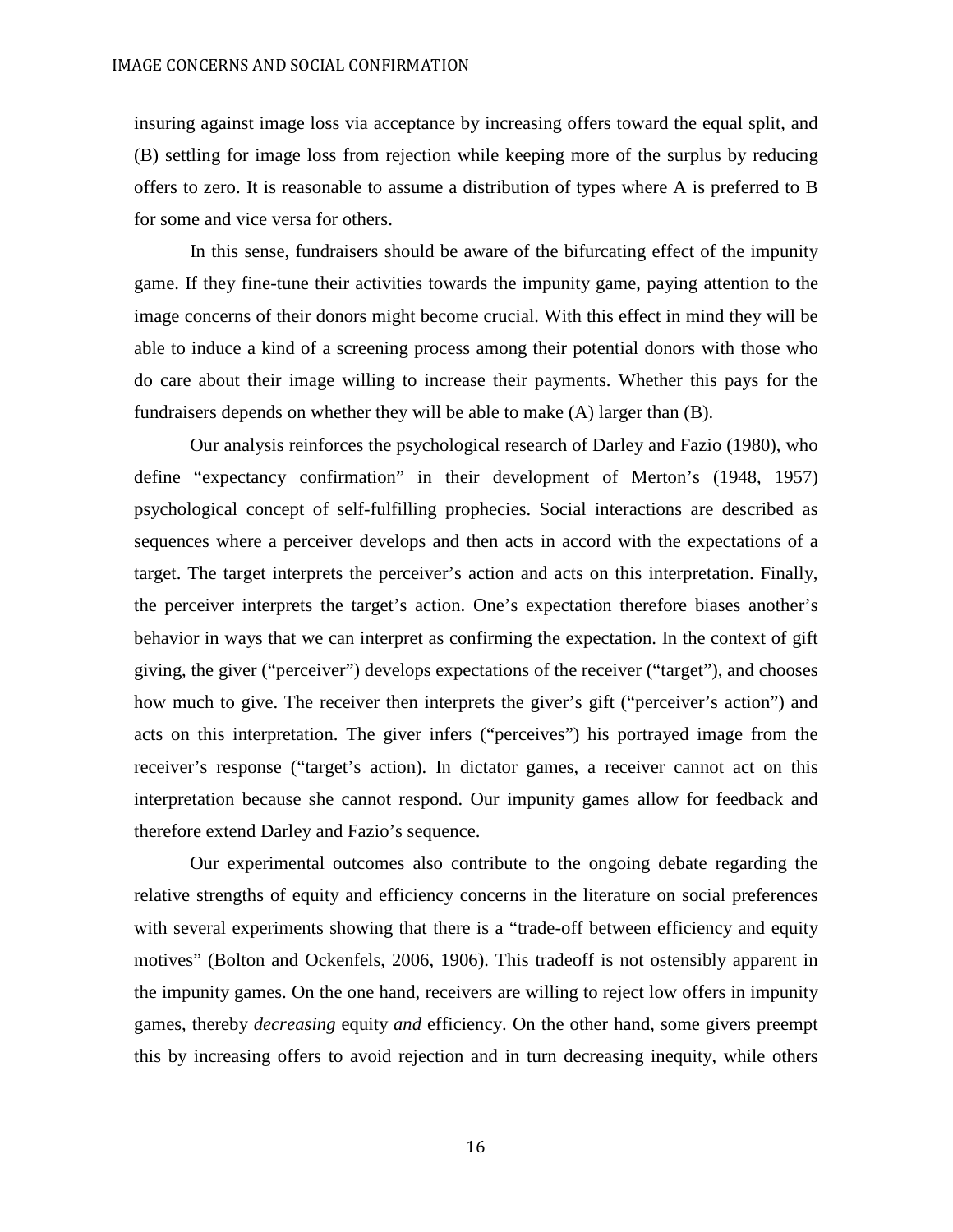insuring against image loss via acceptance by increasing offers toward the equal split, and (B) settling for image loss from rejection while keeping more of the surplus by reducing offers to zero. It is reasonable to assume a distribution of types where A is preferred to B for some and vice versa for others.

In this sense, fundraisers should be aware of the bifurcating effect of the impunity game. If they fine-tune their activities towards the impunity game, paying attention to the image concerns of their donors might become crucial. With this effect in mind they will be able to induce a kind of a screening process among their potential donors with those who do care about their image willing to increase their payments. Whether this pays for the fundraisers depends on whether they will be able to make (A) larger than (B).

Our analysis reinforces the psychological research of Darley and Fazio (1980), who define "expectancy confirmation" in their development of Merton's (1948, 1957) psychological concept of self-fulfilling prophecies. Social interactions are described as sequences where a perceiver develops and then acts in accord with the expectations of a target. The target interprets the perceiver's action and acts on this interpretation. Finally, the perceiver interprets the target's action. One's expectation therefore biases another's behavior in ways that we can interpret as confirming the expectation. In the context of gift giving, the giver ("perceiver") develops expectations of the receiver ("target"), and chooses how much to give. The receiver then interprets the giver's gift ("perceiver's action") and acts on this interpretation. The giver infers ("perceives") his portrayed image from the receiver's response ("target's action). In dictator games, a receiver cannot act on this interpretation because she cannot respond. Our impunity games allow for feedback and therefore extend Darley and Fazio's sequence.

Our experimental outcomes also contribute to the ongoing debate regarding the relative strengths of equity and efficiency concerns in the literature on social preferences with several experiments showing that there is a "trade-off between efficiency and equity motives" (Bolton and Ockenfels, 2006, 1906). This tradeoff is not ostensibly apparent in the impunity games. On the one hand, receivers are willing to reject low offers in impunity games, thereby *decreasing* equity *and* efficiency. On the other hand, some givers preempt this by increasing offers to avoid rejection and in turn decreasing inequity, while others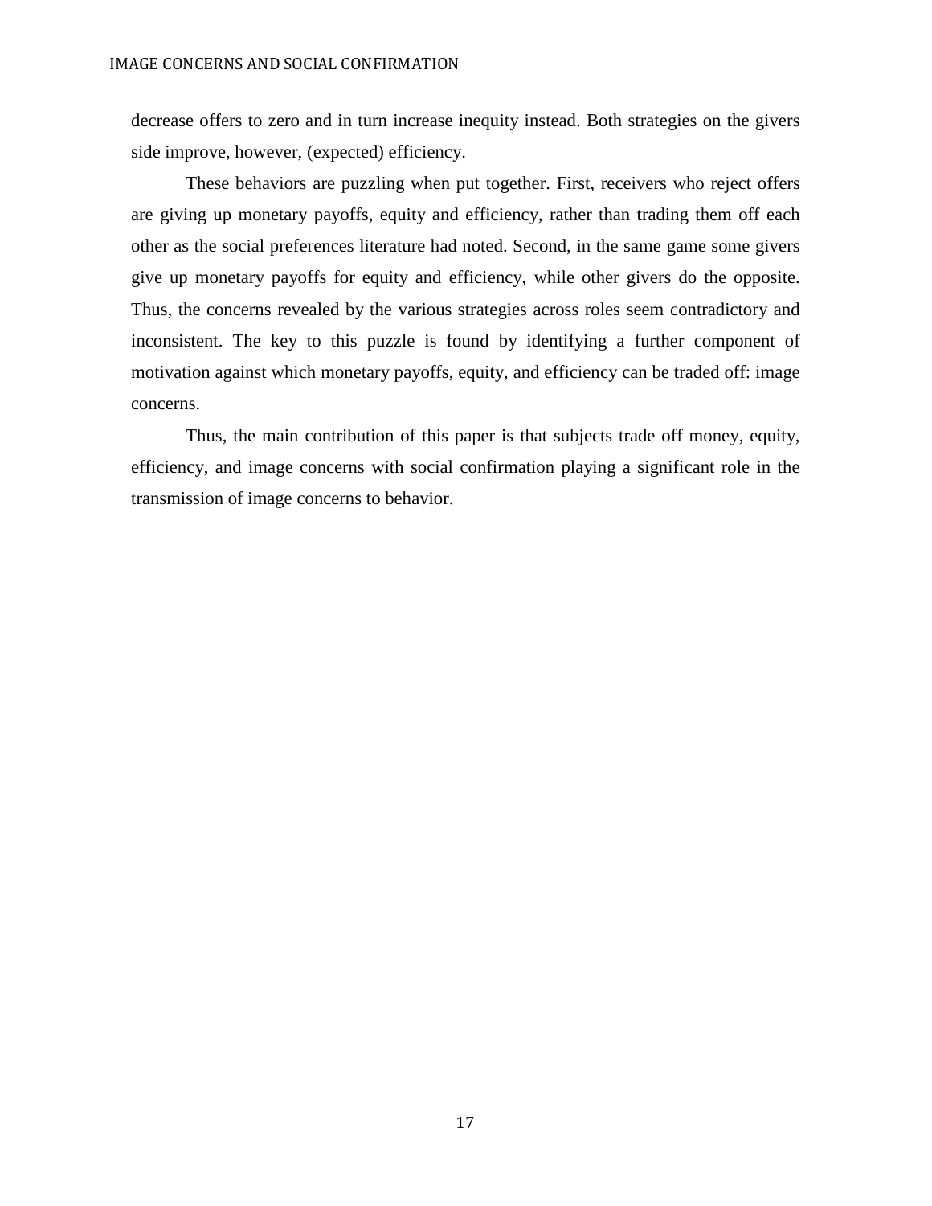decrease offers to zero and in turn increase inequity instead. Both strategies on the givers side improve, however, (expected) efficiency.

These behaviors are puzzling when put together. First, receivers who reject offers are giving up monetary payoffs, equity and efficiency, rather than trading them off each other as the social preferences literature had noted. Second, in the same game some givers give up monetary payoffs for equity and efficiency, while other givers do the opposite. Thus, the concerns revealed by the various strategies across roles seem contradictory and inconsistent. The key to this puzzle is found by identifying a further component of motivation against which monetary payoffs, equity, and efficiency can be traded off: image concerns.

Thus, the main contribution of this paper is that subjects trade off money, equity, efficiency, and image concerns with social confirmation playing a significant role in the transmission of image concerns to behavior.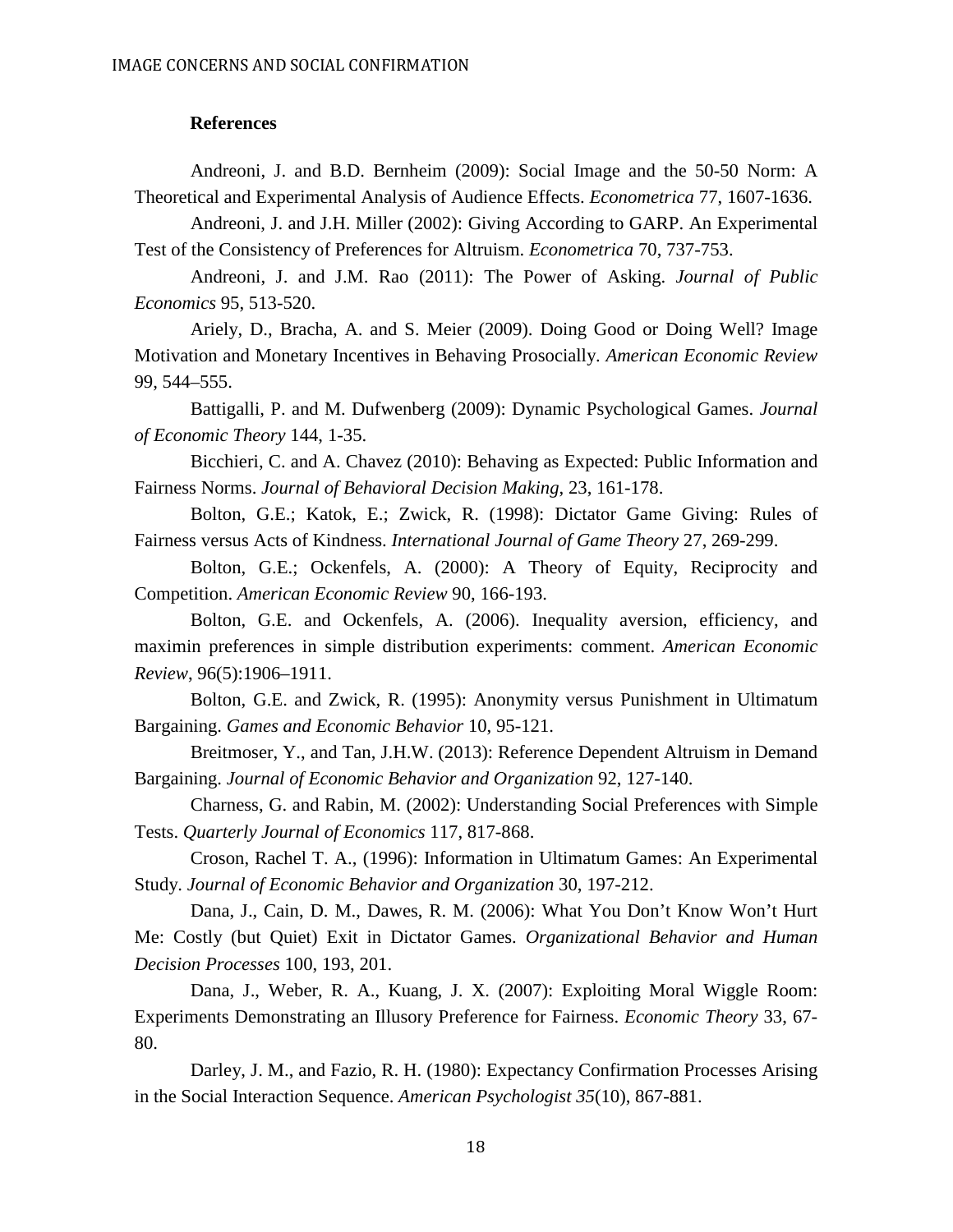**References**

Andreoni, J. and B.D. Bernheim (2009): Social Image and the 50-50 Norm: A Theoretical and Experimental Analysis of Audience Effects. *Econometrica* 77, 1607-1636.

Andreoni, J. and J.H. Miller (2002): Giving According to GARP. An Experimental Test of the Consistency of Preferences for Altruism. *Econometrica* 70, 737-753.

Andreoni, J. and J.M. Rao (2011): The Power of Asking. *Journal of Public Economics* 95, 513-520.

Ariely, D., Bracha, A. and S. Meier (2009). Doing Good or Doing Well? Image Motivation and Monetary Incentives in Behaving Prosocially. *American Economic Review* 99, 544–555.

Battigalli, P. and M. Dufwenberg (2009): Dynamic Psychological Games. *Journal of Economic Theory* 144, 1-35.

Bicchieri, C. and A. Chavez (2010): Behaving as Expected: Public Information and Fairness Norms. *Journal of Behavioral Decision Making*, 23, 161-178.

Bolton, G.E.; Katok, E.; Zwick, R. (1998): Dictator Game Giving: Rules of Fairness versus Acts of Kindness. *International Journal of Game Theory* 27, 269-299.

Bolton, G.E.; Ockenfels, A. (2000): A Theory of Equity, Reciprocity and Competition. *American Economic Review* 90, 166-193.

Bolton, G.E. and Ockenfels, A. (2006). Inequality aversion, efficiency, and maximin preferences in simple distribution experiments: comment. *American Economic Review*, 96(5):1906–1911.

Bolton, G.E. and Zwick, R. (1995): Anonymity versus Punishment in Ultimatum Bargaining. *Games and Economic Behavior* 10, 95-121.

Breitmoser, Y., and Tan, J.H.W. (2013): Reference Dependent Altruism in Demand Bargaining. *Journal of Economic Behavior and Organization* 92, 127-140.

Charness, G. and Rabin, M. (2002): Understanding Social Preferences with Simple Tests. *Quarterly Journal of Economics* 117, 817-868.

Croson, Rachel T. A., (1996): Information in Ultimatum Games: An Experimental Study. *Journal of Economic Behavior and Organization* 30, 197-212.

Dana, J., Cain, D. M., Dawes, R. M. (2006): What You Don't Know Won't Hurt Me: Costly (but Quiet) Exit in Dictator Games. *Organizational Behavior and Human Decision Processes* 100, 193, 201.

Dana, J., Weber, R. A., Kuang, J. X. (2007): Exploiting Moral Wiggle Room: Experiments Demonstrating an Illusory Preference for Fairness. *Economic Theory* 33, 67-80.

Darley, J. M., and Fazio, R. H. (1980): Expectancy Confirmation Processes Arising in the Social Interaction Sequence. *American Psychologist 35*(10), 867-881.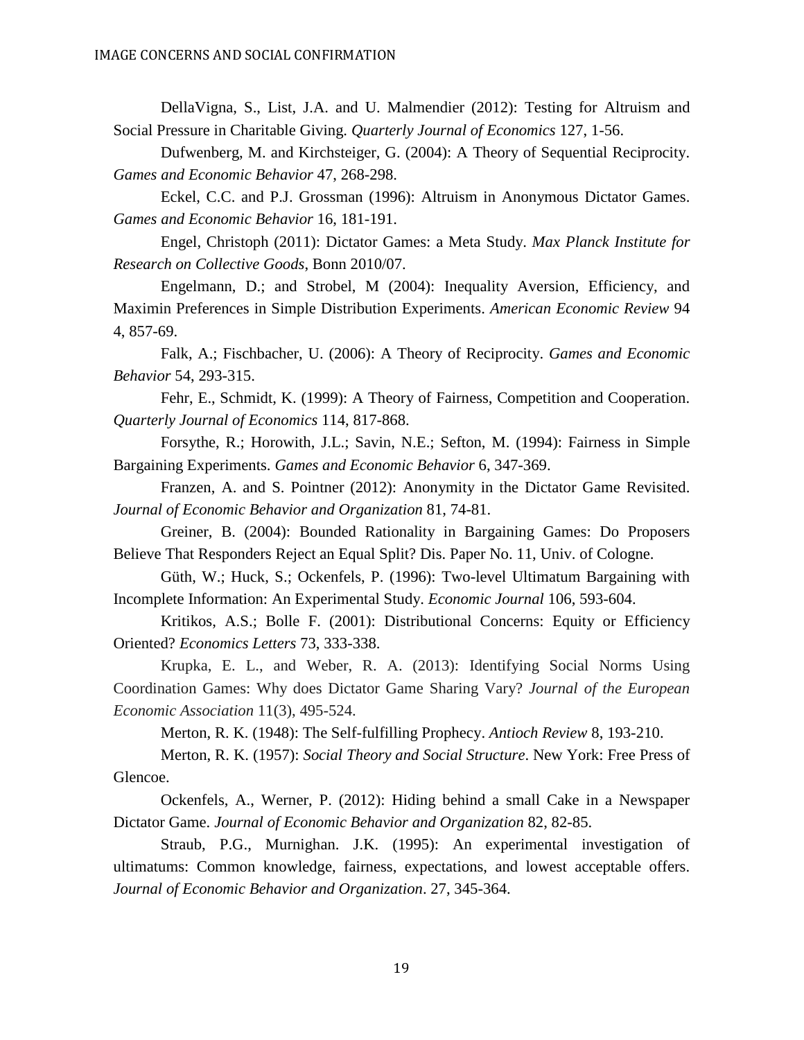DellaVigna, S., List, J.A. and U. Malmendier (2012): Testing for Altruism and Social Pressure in Charitable Giving. *Quarterly Journal of Economics* 127, 1-56.

Dufwenberg, M. and Kirchsteiger, G. (2004): A Theory of Sequential Reciprocity. *Games and Economic Behavior* 47, 268-298.

Eckel, C.C. and P.J. Grossman (1996): Altruism in Anonymous Dictator Games. *Games and Economic Behavior* 16, 181-191.

Engel, Christoph (2011): Dictator Games: a Meta Study. *Max Planck Institute for Research on Collective Goods*, Bonn 2010/07.

Engelmann, D.; and Strobel, M (2004): Inequality Aversion, Efficiency, and Maximin Preferences in Simple Distribution Experiments. *American Economic Review* 94 4, 857-69.

Falk, A.; Fischbacher, U. (2006): A Theory of Reciprocity. *Games and Economic Behavior* 54, 293-315.

Fehr, E., Schmidt, K. (1999): A Theory of Fairness, Competition and Cooperation. *Quarterly Journal of Economics* 114, 817-868.

Forsythe, R.; Horowith, J.L.; Savin, N.E.; Sefton, M. (1994): Fairness in Simple Bargaining Experiments. *Games and Economic Behavior* 6, 347-369.

Franzen, A. and S. Pointner (2012): Anonymity in the Dictator Game Revisited. *Journal of Economic Behavior and Organization* 81, 74-81.

Greiner, B. (2004): Bounded Rationality in Bargaining Games: Do Proposers Believe That Responders Reject an Equal Split? Dis. Paper No. 11, Univ. of Cologne.

Güth, W.; Huck, S.; Ockenfels, P. (1996): Two-level Ultimatum Bargaining with Incomplete Information: An Experimental Study. *Economic Journal* 106, 593-604.

Kritikos, A.S.; Bolle F. (2001): Distributional Concerns: Equity or Efficiency Oriented? *Economics Letters* 73, 333-338.

Krupka, E. L., and Weber, R. A. (2013): Identifying Social Norms Using Coordination Games: Why does Dictator Game Sharing Vary? *Journal of the European Economic Association* 11(3), 495-524.

Merton, R. K. (1948): The Self-fulfilling Prophecy. *Antioch Review* 8, 193-210.

Merton, R. K. (1957): *Social Theory and Social Structure*. New York: Free Press of Glencoe.

Ockenfels, A., Werner, P. (2012): Hiding behind a small Cake in a Newspaper Dictator Game. *Journal of Economic Behavior and Organization* 82, 82-85.

Straub, P.G., Murnighan. J.K. (1995): An experimental investigation of ultimatums: Common knowledge, fairness, expectations, and lowest acceptable offers. *Journal of Economic Behavior and Organization*. 27, 345-364.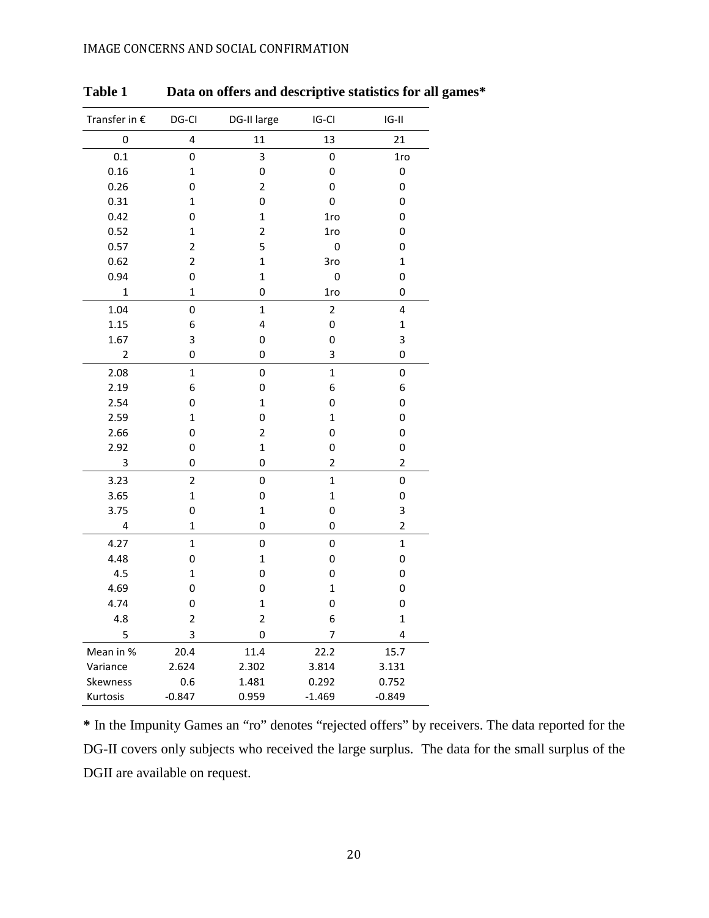**Table 1 Data on offers and descriptive statistics for all games***

| Transfer in € | DG-CI | DG-II large | IG-CI | IG-II |
|---|---|---|---|---|
| 0 | 4 | 11 | 13 | 21 |
| 0.1 | 0 | 3 | 0 | 1ro |
| 0.16 | 1 | 0 | 0 | 0 |
| 0.26 | 0 | 2 | 0 | 0 |
| 0.31 | 1 | 0 | 0 | 0 |
| 0.42 | 0 | 1 | 1ro | 0 |
| 0.52 | 1 | 2 | 1ro | 0 |
| 0.57 | 2 | 5 | 0 | 0 |
| 0.62 | 2 | 1 | 3ro | 1 |
| 0.94 | 0 | 1 | 0 | 0 |
| 1 | 1 | 0 | 1ro | 0 |
| 1.04 | 0 | 1 | 2 | 4 |
| 1.15 | 6 | 4 | 0 | 1 |
| 1.67 | 3 | 0 | 0 | 3 |
| 2 | 0 | 0 | 3 | 0 |
| 2.08 | 1 | 0 | 1 | 0 |
| 2.19 | 6 | 0 | 6 | 6 |
| 2.54 | 0 | 1 | 0 | 0 |
| 2.59 | 1 | 0 | 1 | 0 |
| 2.66 | 0 | 2 | 0 | 0 |
| 2.92 | 0 | 1 | 0 | 0 |
| 3 | 0 | 0 | 2 | 2 |
| 3.23 | 2 | 0 | 1 | 0 |
| 3.65 | 1 | 0 | 1 | 0 |
| 3.75 | 0 | 1 | 0 | 3 |
| 4 | 1 | 0 | 0 | 2 |
| 4.27 | 1 | 0 | 0 | 1 |
| 4.48 | 0 | 1 | 0 | 0 |
| 4.5 | 1 | 0 | 0 | 0 |
| 4.69 | 0 | 0 | 1 | 0 |
| 4.74 | 0 | 1 | 0 | 0 |
| 4.8 | 2 | 2 | 6 | 1 |
| 5 | 3 | 0 | 7 | 4 |
| Mean in % | 20.4 | 11.4 | 22.2 | 15.7 |
| Variance | 2.624 | 2.302 | 3.814 | 3.131 |
| Skewness | 0.6 | 1.481 | 0.292 | 0.752 |
| Kurtosis | -0.847 | 0.959 | -1.469 | -0.849 |

**\*** In the Impunity Games an "ro" denotes "rejected offers" by receivers. The data reported for the DG-II covers only subjects who received the large surplus. The data for the small surplus of the DGII are available on request.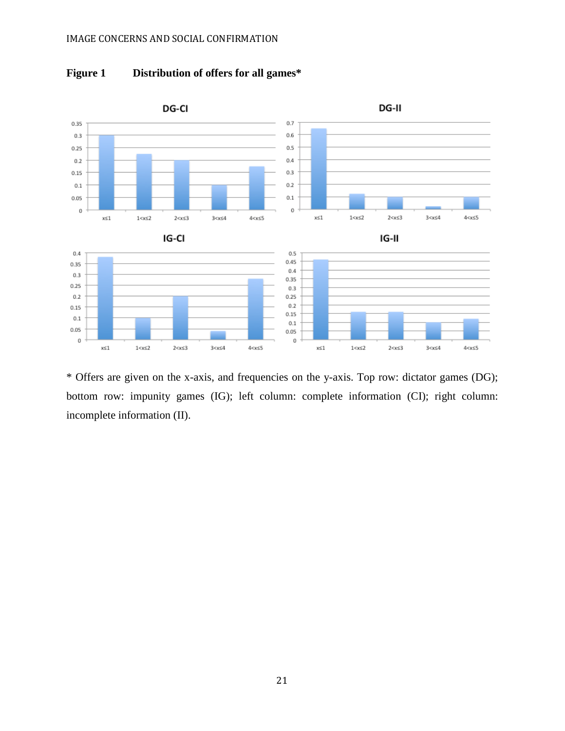**Figure 1 Distribution of offers for all games***

\* Offers are given on the x-axis, and frequencies on the y-axis. Top row: dictator games (DG); bottom row: impunity games (IG); left column: complete information (CI); right column: incomplete information (II).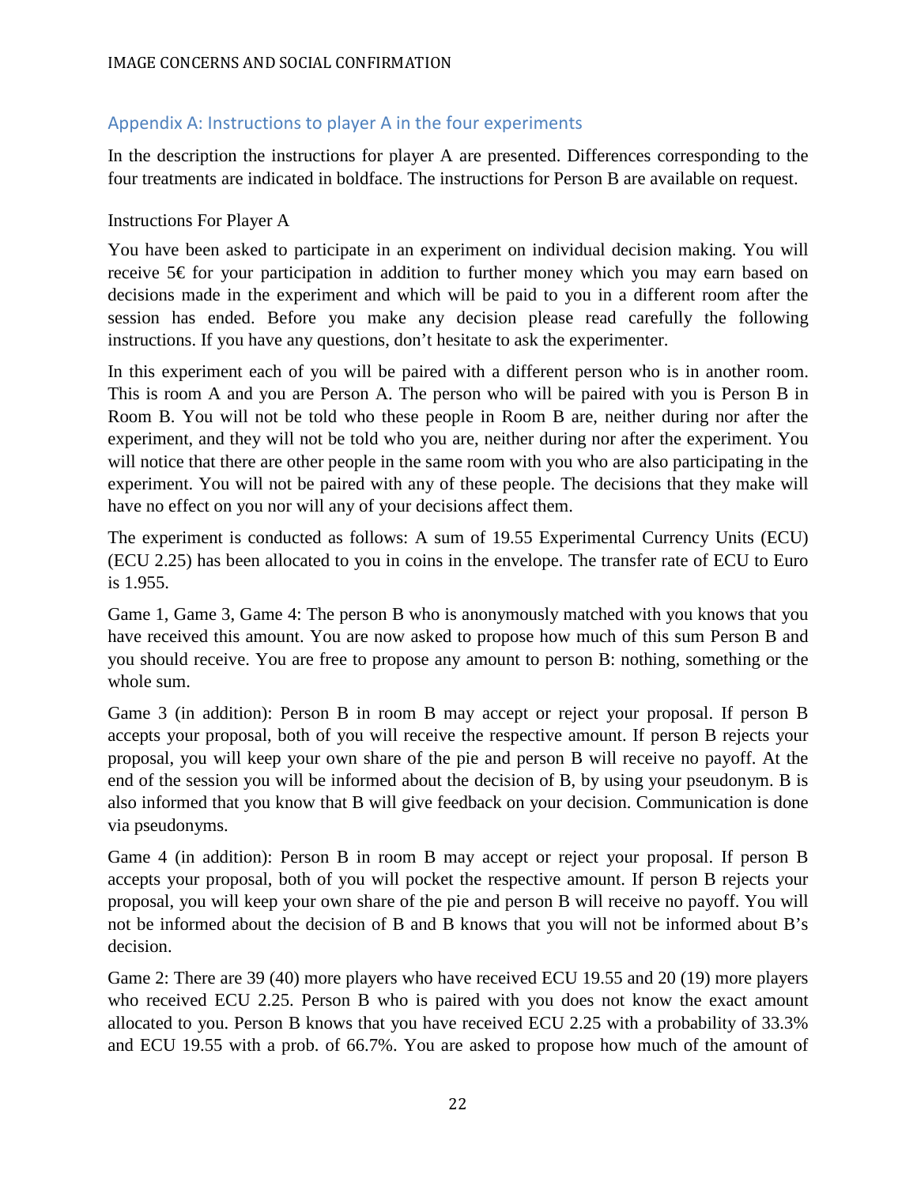## Appendix A: Instructions to player A in the four experiments

In the description the instructions for player A are presented. Differences corresponding to the four treatments are indicated in boldface. The instructions for Person B are available on request.

Instructions For Player A

You have been asked to participate in an experiment on individual decision making. You will receive 5€ for your participation in addition to further money which you may earn based on decisions made in the experiment and which will be paid to you in a different room after the session has ended. Before you make any decision please read carefully the following instructions. If you have any questions, don't hesitate to ask the experimenter.

In this experiment each of you will be paired with a different person who is in another room. This is room A and you are Person A. The person who will be paired with you is Person B in Room B. You will not be told who these people in Room B are, neither during nor after the experiment, and they will not be told who you are, neither during nor after the experiment. You will notice that there are other people in the same room with you who are also participating in the experiment. You will not be paired with any of these people. The decisions that they make will have no effect on you nor will any of your decisions affect them.

The experiment is conducted as follows: A sum of 19.55 Experimental Currency Units (ECU) (ECU 2.25) has been allocated to you in coins in the envelope. The transfer rate of ECU to Euro is 1.955.

Game 1, Game 3, Game 4: The person B who is anonymously matched with you knows that you have received this amount. You are now asked to propose how much of this sum Person B and you should receive. You are free to propose any amount to person B: nothing, something or the whole sum.

Game 3 (in addition): Person B in room B may accept or reject your proposal. If person B accepts your proposal, both of you will receive the respective amount. If person B rejects your proposal, you will keep your own share of the pie and person B will receive no payoff. At the end of the session you will be informed about the decision of B, by using your pseudonym. B is also informed that you know that B will give feedback on your decision. Communication is done via pseudonyms.

Game 4 (in addition): Person B in room B may accept or reject your proposal. If person B accepts your proposal, both of you will pocket the respective amount. If person B rejects your proposal, you will keep your own share of the pie and person B will receive no payoff. You will not be informed about the decision of B and B knows that you will not be informed about B's decision.

Game 2: There are 39 (40) more players who have received ECU 19.55 and 20 (19) more players who received ECU 2.25. Person B who is paired with you does not know the exact amount allocated to you. Person B knows that you have received ECU 2.25 with a probability of 33.3% and ECU 19.55 with a prob. of 66.7%. You are asked to propose how much of the amount of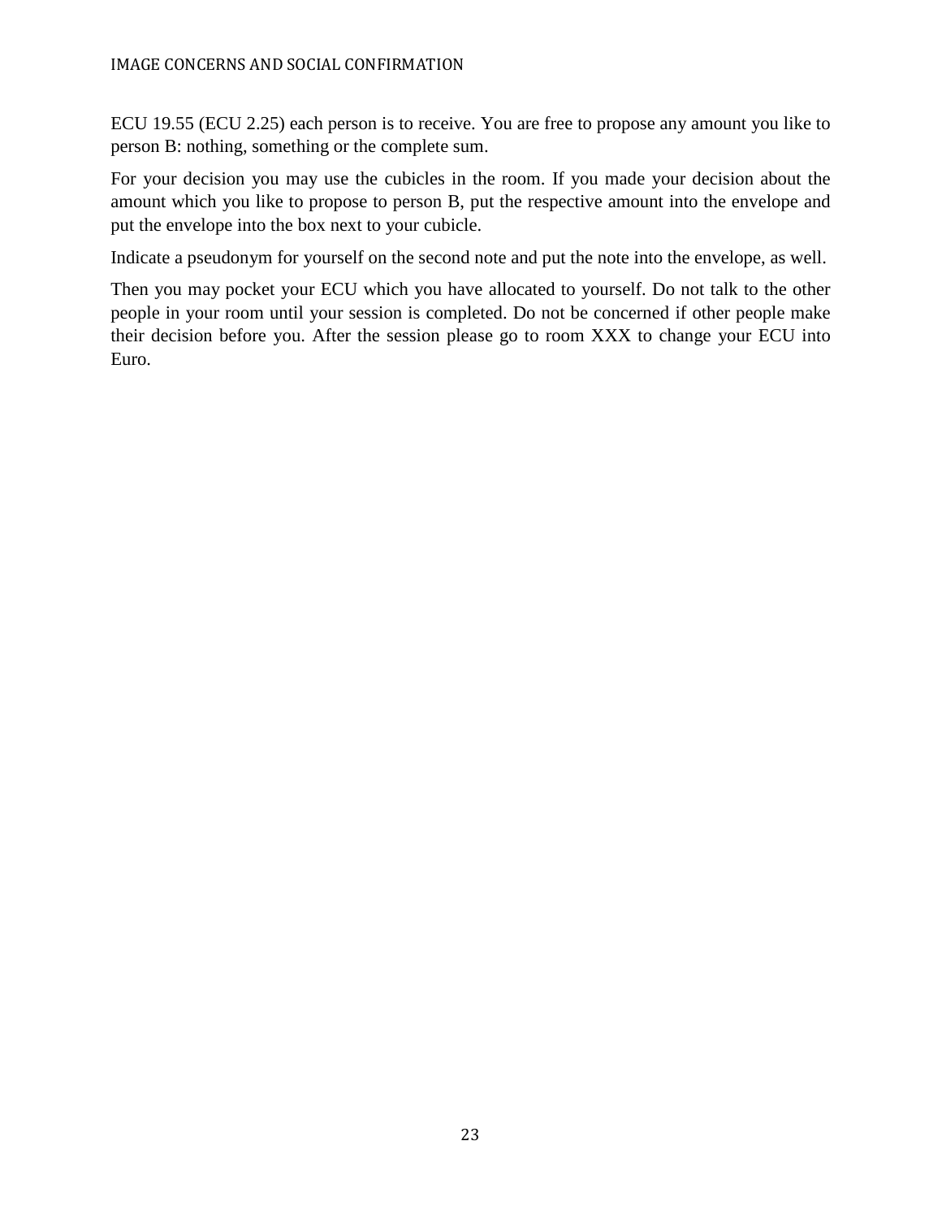ECU 19.55 (ECU 2.25) each person is to receive. You are free to propose any amount you like to person B: nothing, something or the complete sum.

For your decision you may use the cubicles in the room. If you made your decision about the amount which you like to propose to person B, put the respective amount into the envelope and put the envelope into the box next to your cubicle.

Indicate a pseudonym for yourself on the second note and put the note into the envelope, as well.

Then you may pocket your ECU which you have allocated to yourself. Do not talk to the other people in your room until your session is completed. Do not be concerned if other people make their decision before you. After the session please go to room XXX to change your ECU into Euro.